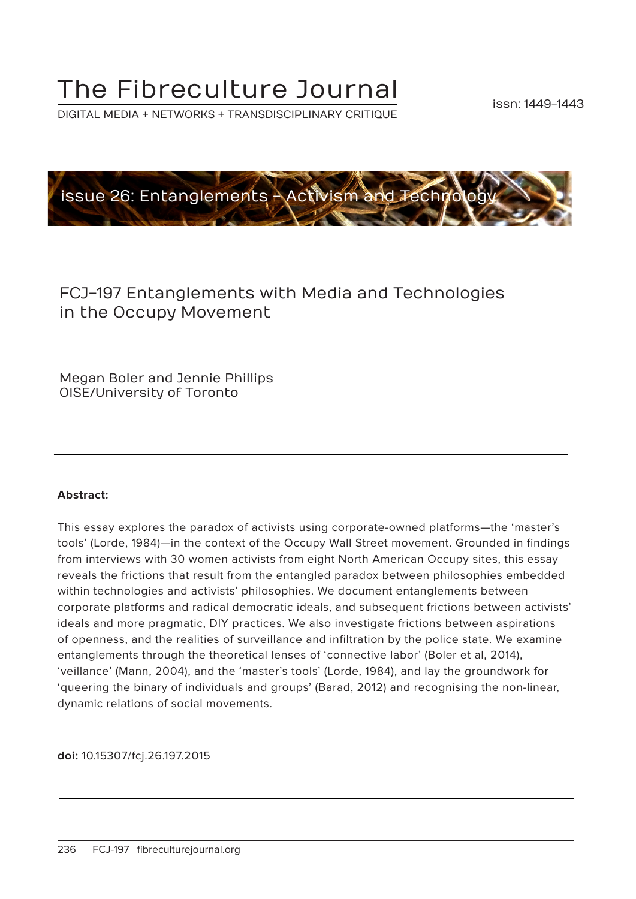# The Fibreculture Journal

DIGITAL MEDIA + NETWORKS + TRANSDISCIPLINARY CRITIQUE

issn: 1449-1443

issue 26: Entanglements – Activism and Technology

## FCJ-197 Entanglements with Media and Technologies in the Occupy Movement

Megan Boler and Jennie Phillips
OISE/University of Toronto

**Abstract:**

This essay explores the paradox of activists using corporate-owned platforms—the 'master's tools' (Lorde, 1984)—in the context of the Occupy Wall Street movement. Grounded in findings from interviews with 30 women activists from eight North American Occupy sites, this essay reveals the frictions that result from the entangled paradox between philosophies embedded within technologies and activists' philosophies. We document entanglements between corporate platforms and radical democratic ideals, and subsequent frictions between activists' ideals and more pragmatic, DIY practices. We also investigate frictions between aspirations of openness, and the realities of surveillance and infiltration by the police state. We examine entanglements through the theoretical lenses of 'connective labor' (Boler et al, 2014), 'veillance' (Mann, 2004), and the 'master's tools' (Lorde, 1984), and lay the groundwork for 'queering the binary of individuals and groups' (Barad, 2012) and recognising the non-linear, dynamic relations of social movements.

**doi:** 10.15307/fcj.26.197.2015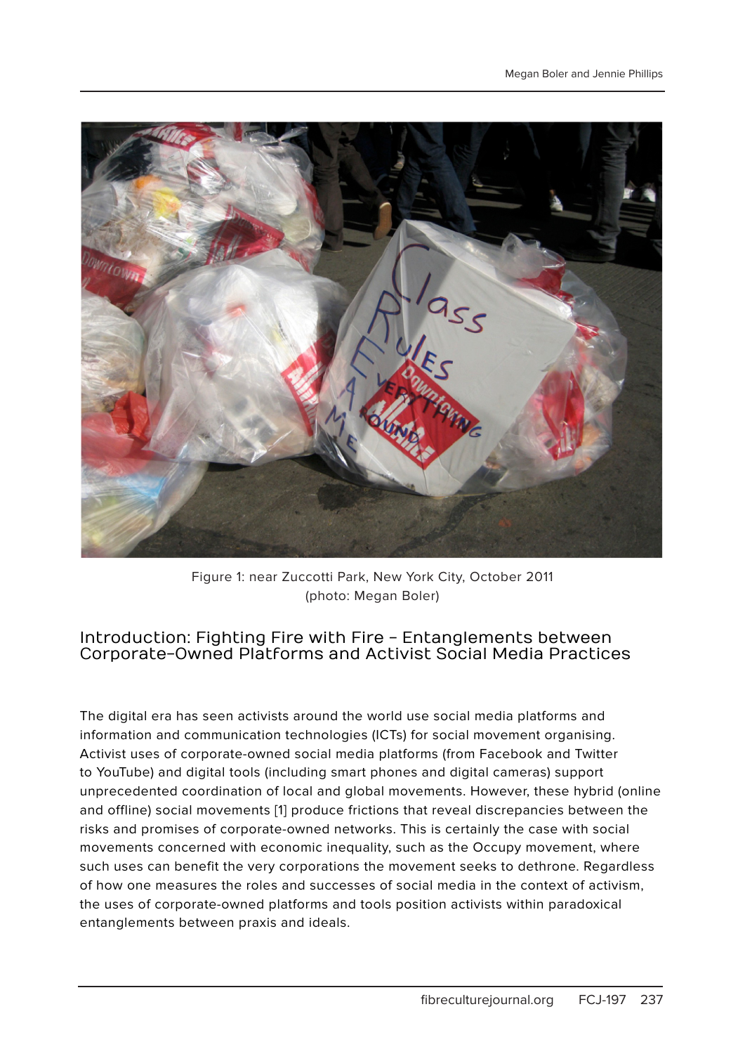Figure 1: near Zuccotti Park, New York City, October 2011
(photo: Megan Boler)

## Introduction: Fighting Fire with Fire – Entanglements between Corporate-Owned Platforms and Activist Social Media Practices

The digital era has seen activists around the world use social media platforms and information and communication technologies (ICTs) for social movement organising. Activist uses of corporate-owned social media platforms (from Facebook and Twitter to YouTube) and digital tools (including smart phones and digital cameras) support unprecedented coordination of local and global movements. However, these hybrid (online and offline) social movements [1] produce frictions that reveal discrepancies between the risks and promises of corporate-owned networks. This is certainly the case with social movements concerned with economic inequality, such as the Occupy movement, where such uses can benefit the very corporations the movement seeks to dethrone. Regardless of how one measures the roles and successes of social media in the context of activism, the uses of corporate-owned platforms and tools position activists within paradoxical entanglements between praxis and ideals.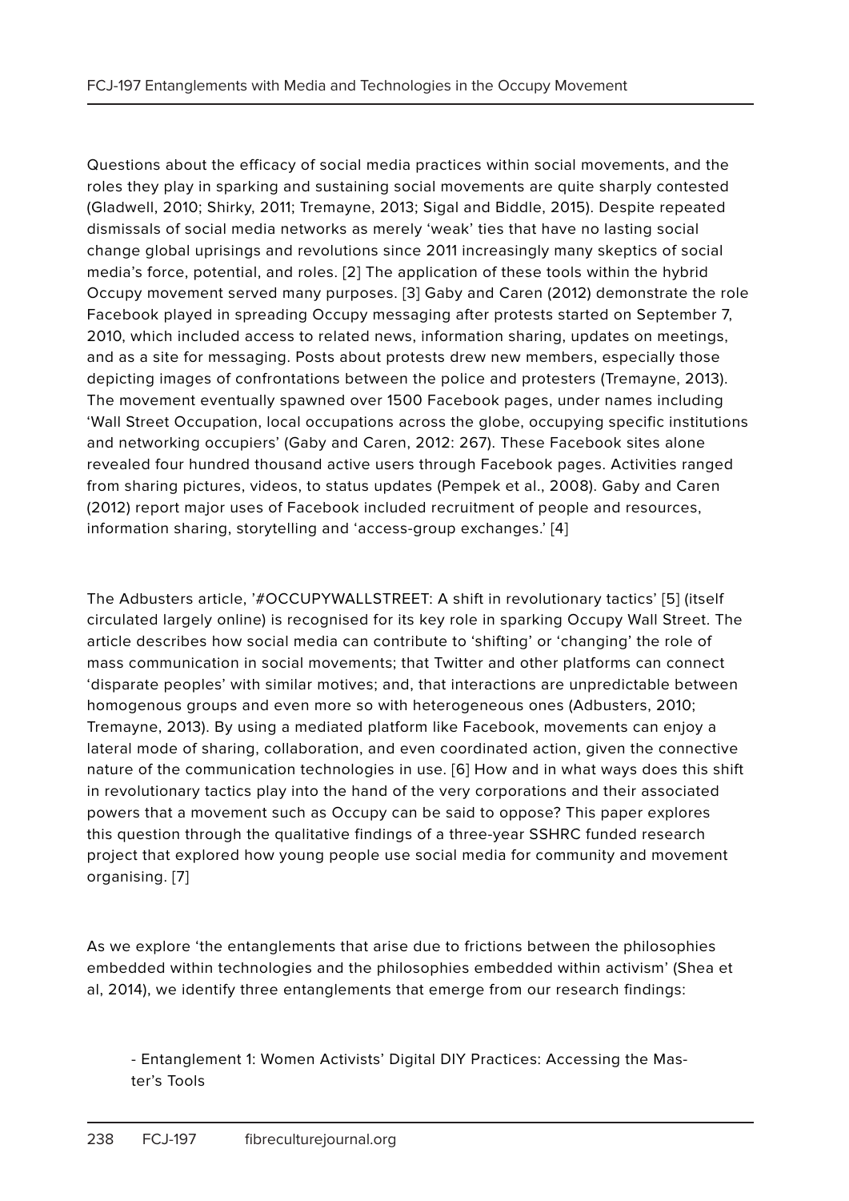Questions about the efficacy of social media practices within social movements, and the roles they play in sparking and sustaining social movements are quite sharply contested (Gladwell, 2010; Shirky, 2011; Tremayne, 2013; Sigal and Biddle, 2015). Despite repeated dismissals of social media networks as merely 'weak' ties that have no lasting social change global uprisings and revolutions since 2011 increasingly many skeptics of social media's force, potential, and roles. [2] The application of these tools within the hybrid Occupy movement served many purposes. [3] Gaby and Caren (2012) demonstrate the role Facebook played in spreading Occupy messaging after protests started on September 7, 2010, which included access to related news, information sharing, updates on meetings, and as a site for messaging. Posts about protests drew new members, especially those depicting images of confrontations between the police and protesters (Tremayne, 2013). The movement eventually spawned over 1500 Facebook pages, under names including 'Wall Street Occupation, local occupations across the globe, occupying specific institutions and networking occupiers' (Gaby and Caren, 2012: 267). These Facebook sites alone revealed four hundred thousand active users through Facebook pages. Activities ranged from sharing pictures, videos, to status updates (Pempek et al., 2008). Gaby and Caren (2012) report major uses of Facebook included recruitment of people and resources, information sharing, storytelling and 'access-group exchanges.' [4]

The Adbusters article, '#OCCUPYWALLSTREET: A shift in revolutionary tactics' [5] (itself circulated largely online) is recognised for its key role in sparking Occupy Wall Street. The article describes how social media can contribute to 'shifting' or 'changing' the role of mass communication in social movements; that Twitter and other platforms can connect 'disparate peoples' with similar motives; and, that interactions are unpredictable between homogenous groups and even more so with heterogeneous ones (Adbusters, 2010; Tremayne, 2013). By using a mediated platform like Facebook, movements can enjoy a lateral mode of sharing, collaboration, and even coordinated action, given the connective nature of the communication technologies in use. [6] How and in what ways does this shift in revolutionary tactics play into the hand of the very corporations and their associated powers that a movement such as Occupy can be said to oppose? This paper explores this question through the qualitative findings of a three-year SSHRC funded research project that explored how young people use social media for community and movement organising. [7]

As we explore 'the entanglements that arise due to frictions between the philosophies embedded within technologies and the philosophies embedded within activism' (Shea et al, 2014), we identify three entanglements that emerge from our research findings:

- Entanglement 1: Women Activists' Digital DIY Practices: Accessing the Master's Tools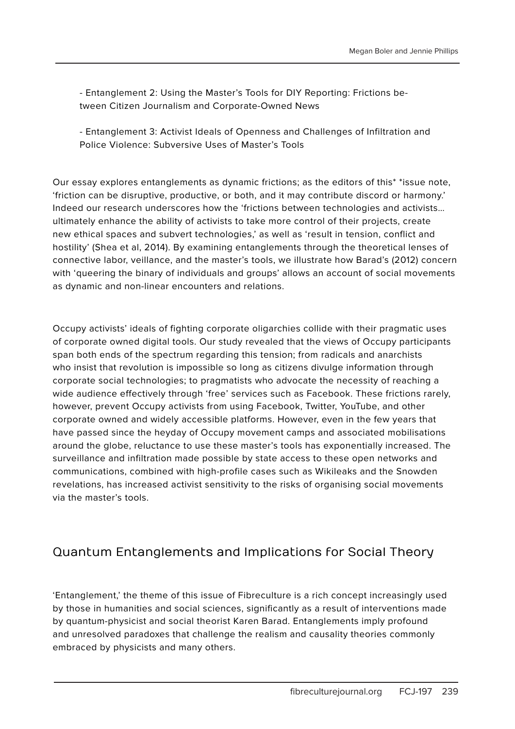- Entanglement 2: Using the Master's Tools for DIY Reporting: Frictions between Citizen Journalism and Corporate-Owned News

- Entanglement 3: Activist Ideals of Openness and Challenges of Infiltration and Police Violence: Subversive Uses of Master's Tools

Our essay explores entanglements as dynamic frictions; as the editors of this* *issue note, 'friction can be disruptive, productive, or both, and it may contribute discord or harmony.' Indeed our research underscores how the 'frictions between technologies and activists… ultimately enhance the ability of activists to take more control of their projects, create new ethical spaces and subvert technologies,' as well as 'result in tension, conflict and hostility' (Shea et al, 2014). By examining entanglements through the theoretical lenses of connective labor, veillance, and the master's tools, we illustrate how Barad's (2012) concern with 'queering the binary of individuals and groups' allows an account of social movements as dynamic and non-linear encounters and relations.

Occupy activists' ideals of fighting corporate oligarchies collide with their pragmatic uses of corporate owned digital tools. Our study revealed that the views of Occupy participants span both ends of the spectrum regarding this tension; from radicals and anarchists who insist that revolution is impossible so long as citizens divulge information through corporate social technologies; to pragmatists who advocate the necessity of reaching a wide audience effectively through 'free' services such as Facebook. These frictions rarely, however, prevent Occupy activists from using Facebook, Twitter, YouTube, and other corporate owned and widely accessible platforms. However, even in the few years that have passed since the heyday of Occupy movement camps and associated mobilisations around the globe, reluctance to use these master's tools has exponentially increased. The surveillance and infiltration made possible by state access to these open networks and communications, combined with high-profile cases such as Wikileaks and the Snowden revelations, has increased activist sensitivity to the risks of organising social movements via the master's tools.

## Quantum Entanglements and Implications for Social Theory

'Entanglement,' the theme of this issue of Fibreculture is a rich concept increasingly used by those in humanities and social sciences, significantly as a result of interventions made by quantum-physicist and social theorist Karen Barad. Entanglements imply profound and unresolved paradoxes that challenge the realism and causality theories commonly embraced by physicists and many others.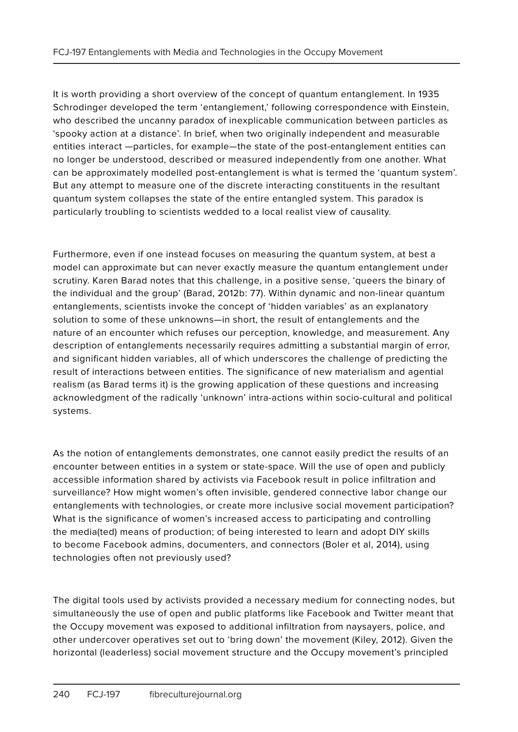It is worth providing a short overview of the concept of quantum entanglement. In 1935 Schrodinger developed the term 'entanglement,' following correspondence with Einstein, who described the uncanny paradox of inexplicable communication between particles as 'spooky action at a distance'. In brief, when two originally independent and measurable entities interact —particles, for example—the state of the post-entanglement entities can no longer be understood, described or measured independently from one another. What can be approximately modelled post-entanglement is what is termed the 'quantum system'. But any attempt to measure one of the discrete interacting constituents in the resultant quantum system collapses the state of the entire entangled system. This paradox is particularly troubling to scientists wedded to a local realist view of causality.

Furthermore, even if one instead focuses on measuring the quantum system, at best a model can approximate but can never exactly measure the quantum entanglement under scrutiny. Karen Barad notes that this challenge, in a positive sense, 'queers the binary of the individual and the group' (Barad, 2012b: 77). Within dynamic and non-linear quantum entanglements, scientists invoke the concept of 'hidden variables' as an explanatory solution to some of these unknowns—in short, the result of entanglements and the nature of an encounter which refuses our perception, knowledge, and measurement. Any description of entanglements necessarily requires admitting a substantial margin of error, and significant hidden variables, all of which underscores the challenge of predicting the result of interactions between entities. The significance of new materialism and agential realism (as Barad terms it) is the growing application of these questions and increasing acknowledgment of the radically 'unknown' intra-actions within socio-cultural and political systems.

As the notion of entanglements demonstrates, one cannot easily predict the results of an encounter between entities in a system or state-space. Will the use of open and publicly accessible information shared by activists via Facebook result in police infiltration and surveillance? How might women's often invisible, gendered connective labor change our entanglements with technologies, or create more inclusive social movement participation? What is the significance of women's increased access to participating and controlling the media(ted) means of production; of being interested to learn and adopt DIY skills to become Facebook admins, documenters, and connectors (Boler et al, 2014), using technologies often not previously used?

The digital tools used by activists provided a necessary medium for connecting nodes, but simultaneously the use of open and public platforms like Facebook and Twitter meant that the Occupy movement was exposed to additional infiltration from naysayers, police, and other undercover operatives set out to 'bring down' the movement (Kiley, 2012). Given the horizontal (leaderless) social movement structure and the Occupy movement's principled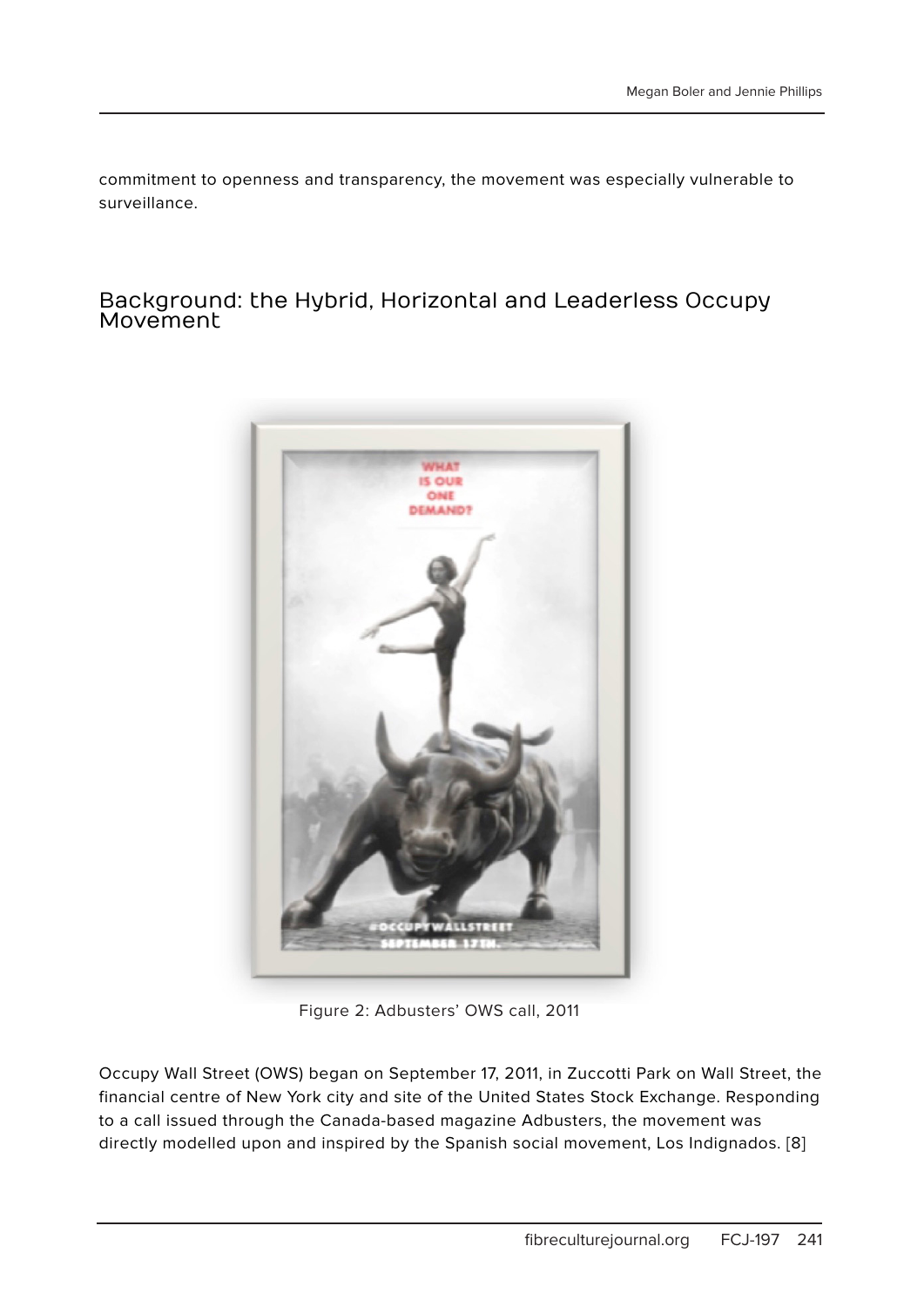commitment to openness and transparency, the movement was especially vulnerable to surveillance.

## Background: the Hybrid, Horizontal and Leaderless Occupy Movement

Figure 2: Adbusters' OWS call, 2011

Occupy Wall Street (OWS) began on September 17, 2011, in Zuccotti Park on Wall Street, the financial centre of New York city and site of the United States Stock Exchange. Responding to a call issued through the Canada-based magazine Adbusters, the movement was directly modelled upon and inspired by the Spanish social movement, Los Indignados. [8]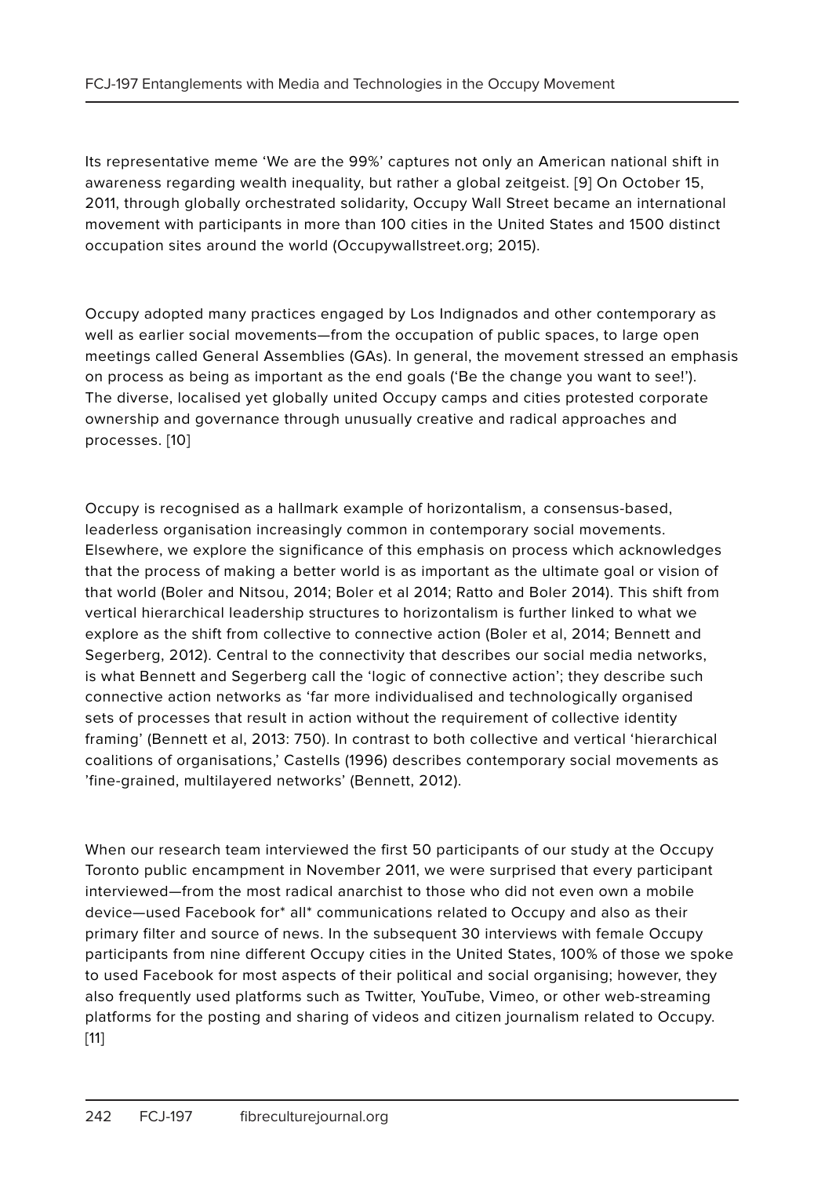Its representative meme 'We are the 99%' captures not only an American national shift in awareness regarding wealth inequality, but rather a global zeitgeist. [9] On October 15, 2011, through globally orchestrated solidarity, Occupy Wall Street became an international movement with participants in more than 100 cities in the United States and 1500 distinct occupation sites around the world (Occupywallstreet.org; 2015).

Occupy adopted many practices engaged by Los Indignados and other contemporary as well as earlier social movements—from the occupation of public spaces, to large open meetings called General Assemblies (GAs). In general, the movement stressed an emphasis on process as being as important as the end goals ('Be the change you want to see!'). The diverse, localised yet globally united Occupy camps and cities protested corporate ownership and governance through unusually creative and radical approaches and processes. [10]

Occupy is recognised as a hallmark example of horizontalism, a consensus-based, leaderless organisation increasingly common in contemporary social movements. Elsewhere, we explore the significance of this emphasis on process which acknowledges that the process of making a better world is as important as the ultimate goal or vision of that world (Boler and Nitsou, 2014; Boler et al 2014; Ratto and Boler 2014). This shift from vertical hierarchical leadership structures to horizontalism is further linked to what we explore as the shift from collective to connective action (Boler et al, 2014; Bennett and Segerberg, 2012). Central to the connectivity that describes our social media networks, is what Bennett and Segerberg call the 'logic of connective action'; they describe such connective action networks as 'far more individualised and technologically organised sets of processes that result in action without the requirement of collective identity framing' (Bennett et al, 2013: 750). In contrast to both collective and vertical 'hierarchical coalitions of organisations,' Castells (1996) describes contemporary social movements as 'fine-grained, multilayered networks' (Bennett, 2012).

When our research team interviewed the first 50 participants of our study at the Occupy Toronto public encampment in November 2011, we were surprised that every participant interviewed—from the most radical anarchist to those who did not even own a mobile device—used Facebook for* all* communications related to Occupy and also as their primary filter and source of news. In the subsequent 30 interviews with female Occupy participants from nine different Occupy cities in the United States, 100% of those we spoke to used Facebook for most aspects of their political and social organising; however, they also frequently used platforms such as Twitter, YouTube, Vimeo, or other web-streaming platforms for the posting and sharing of videos and citizen journalism related to Occupy. [11]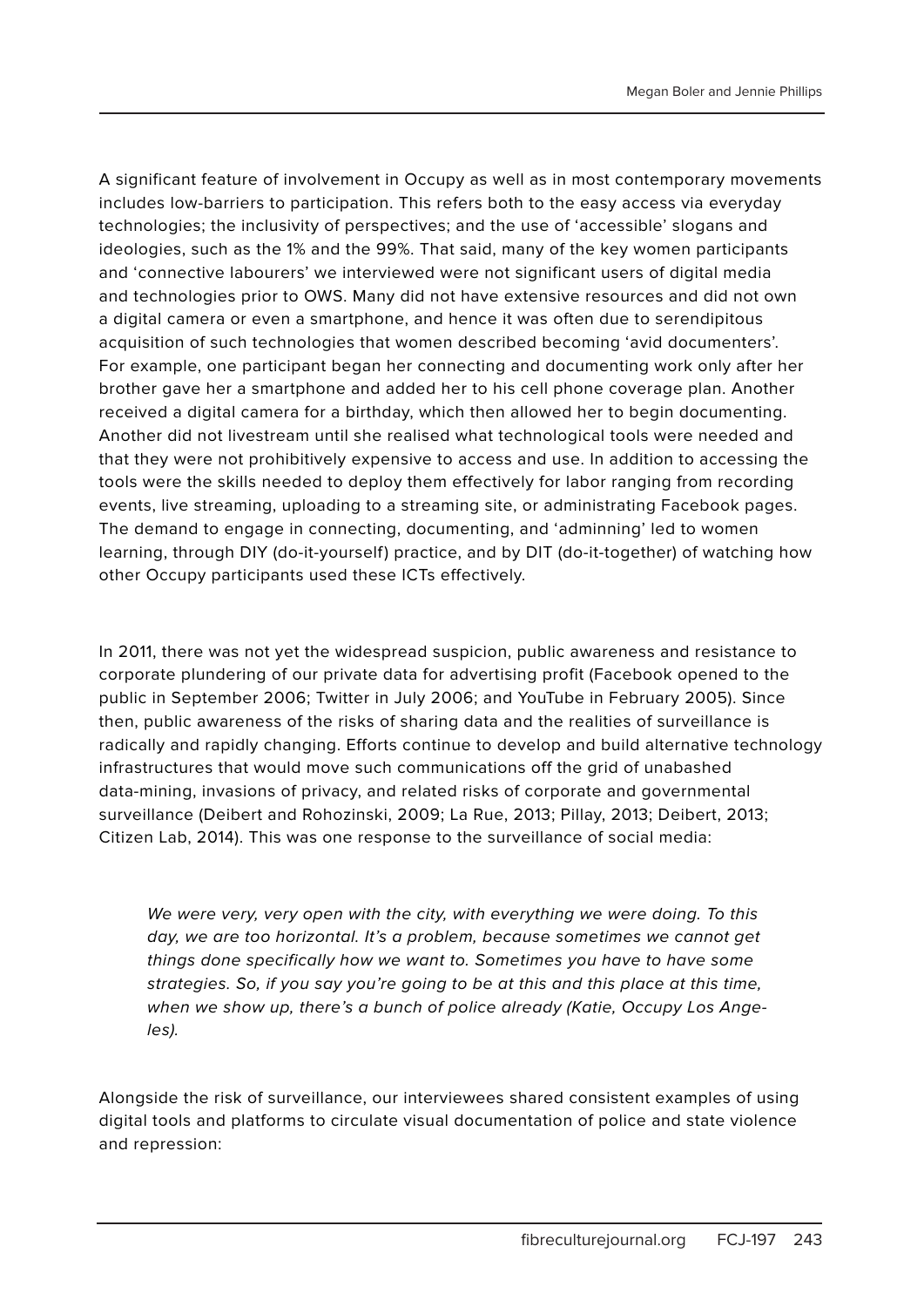A significant feature of involvement in Occupy as well as in most contemporary movements includes low-barriers to participation. This refers both to the easy access via everyday technologies; the inclusivity of perspectives; and the use of 'accessible' slogans and ideologies, such as the 1% and the 99%. That said, many of the key women participants and 'connective labourers' we interviewed were not significant users of digital media and technologies prior to OWS. Many did not have extensive resources and did not own a digital camera or even a smartphone, and hence it was often due to serendipitous acquisition of such technologies that women described becoming 'avid documenters'. For example, one participant began her connecting and documenting work only after her brother gave her a smartphone and added her to his cell phone coverage plan. Another received a digital camera for a birthday, which then allowed her to begin documenting. Another did not livestream until she realised what technological tools were needed and that they were not prohibitively expensive to access and use. In addition to accessing the tools were the skills needed to deploy them effectively for labor ranging from recording events, live streaming, uploading to a streaming site, or administrating Facebook pages. The demand to engage in connecting, documenting, and 'adminning' led to women learning, through DIY (do-it-yourself) practice, and by DIT (do-it-together) of watching how other Occupy participants used these ICTs effectively.

In 2011, there was not yet the widespread suspicion, public awareness and resistance to corporate plundering of our private data for advertising profit (Facebook opened to the public in September 2006; Twitter in July 2006; and YouTube in February 2005). Since then, public awareness of the risks of sharing data and the realities of surveillance is radically and rapidly changing. Efforts continue to develop and build alternative technology infrastructures that would move such communications off the grid of unabashed data-mining, invasions of privacy, and related risks of corporate and governmental surveillance (Deibert and Rohozinski, 2009; La Rue, 2013; Pillay, 2013; Deibert, 2013; Citizen Lab, 2014). This was one response to the surveillance of social media:

> *We were very, very open with the city, with everything we were doing. To this day, we are too horizontal. It's a problem, because sometimes we cannot get things done specifically how we want to. Sometimes you have to have some strategies. So, if you say you're going to be at this and this place at this time, when we show up, there's a bunch of police already (Katie, Occupy Los Angeles).*

Alongside the risk of surveillance, our interviewees shared consistent examples of using digital tools and platforms to circulate visual documentation of police and state violence and repression: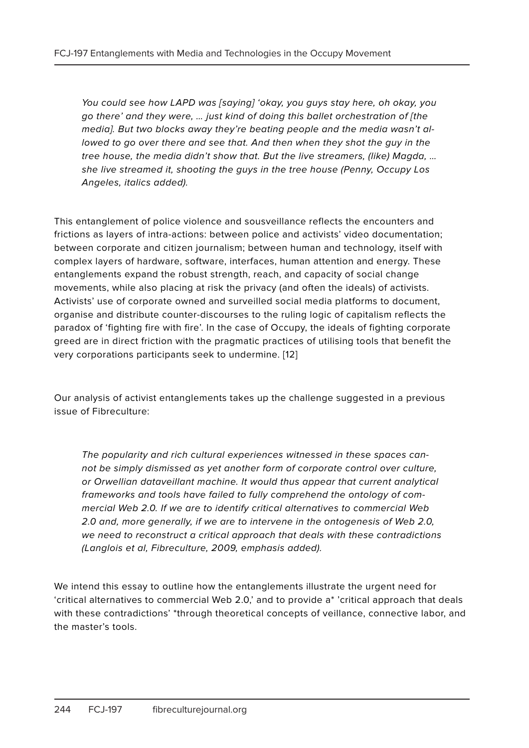> *You could see how LAPD was [saying] 'okay, you guys stay here, oh okay, you go there' and they were, … just kind of doing this ballet orchestration of [the media]. But two blocks away they're beating people and the media wasn't allowed to go over there and see that. And then when they shot the guy in the tree house, the media didn't show that. But the live streamers, (like) Magda, … she live streamed it, shooting the guys in the tree house (Penny, Occupy Los Angeles, italics added).*

This entanglement of police violence and sousveillance reflects the encounters and frictions as layers of intra-actions: between police and activists' video documentation; between corporate and citizen journalism; between human and technology, itself with complex layers of hardware, software, interfaces, human attention and energy. These entanglements expand the robust strength, reach, and capacity of social change movements, while also placing at risk the privacy (and often the ideals) of activists. Activists' use of corporate owned and surveilled social media platforms to document, organise and distribute counter-discourses to the ruling logic of capitalism reflects the paradox of 'fighting fire with fire'. In the case of Occupy, the ideals of fighting corporate greed are in direct friction with the pragmatic practices of utilising tools that benefit the very corporations participants seek to undermine. [12]

Our analysis of activist entanglements takes up the challenge suggested in a previous issue of Fibreculture:

> *The popularity and rich cultural experiences witnessed in these spaces cannot be simply dismissed as yet another form of corporate control over culture, or Orwellian dataveillant machine. It would thus appear that current analytical frameworks and tools have failed to fully comprehend the ontology of commercial Web 2.0. If we are to identify critical alternatives to commercial Web 2.0 and, more generally, if we are to intervene in the ontogenesis of Web 2.0, we need to reconstruct a critical approach that deals with these contradictions (Langlois et al, Fibreculture, 2009, emphasis added).*

We intend this essay to outline how the entanglements illustrate the urgent need for 'critical alternatives to commercial Web 2.0,' and to provide a* 'critical approach that deals with these contradictions' *through theoretical concepts of veillance, connective labor, and the master's tools.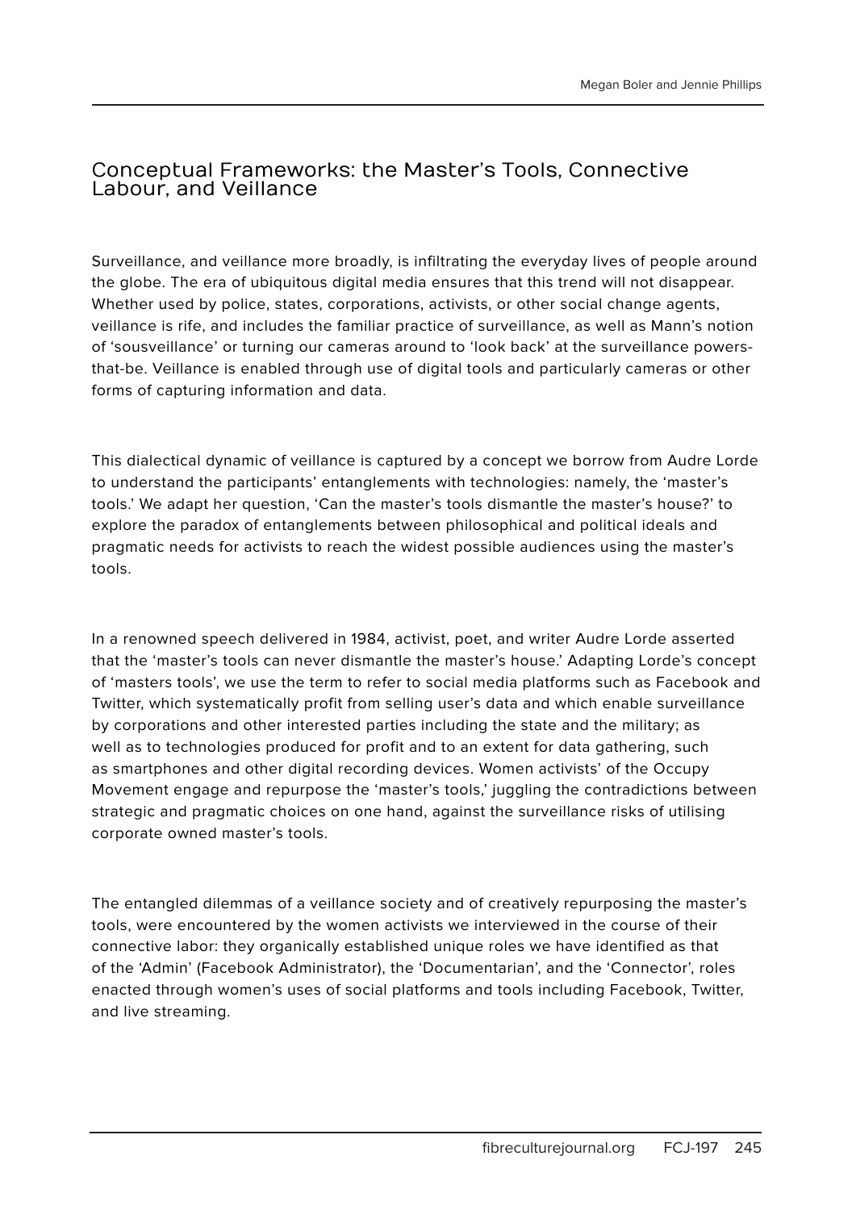## Conceptual Frameworks: the Master's Tools, Connective Labour, and Veillance

Surveillance, and veillance more broadly, is infiltrating the everyday lives of people around the globe. The era of ubiquitous digital media ensures that this trend will not disappear. Whether used by police, states, corporations, activists, or other social change agents, veillance is rife, and includes the familiar practice of surveillance, as well as Mann's notion of 'sousveillance' or turning our cameras around to 'look back' at the surveillance powers-that-be. Veillance is enabled through use of digital tools and particularly cameras or other forms of capturing information and data.

This dialectical dynamic of veillance is captured by a concept we borrow from Audre Lorde to understand the participants' entanglements with technologies: namely, the 'master's tools.' We adapt her question, 'Can the master's tools dismantle the master's house?' to explore the paradox of entanglements between philosophical and political ideals and pragmatic needs for activists to reach the widest possible audiences using the master's tools.

In a renowned speech delivered in 1984, activist, poet, and writer Audre Lorde asserted that the 'master's tools can never dismantle the master's house.' Adapting Lorde's concept of 'masters tools', we use the term to refer to social media platforms such as Facebook and Twitter, which systematically profit from selling user's data and which enable surveillance by corporations and other interested parties including the state and the military; as well as to technologies produced for profit and to an extent for data gathering, such as smartphones and other digital recording devices. Women activists' of the Occupy Movement engage and repurpose the 'master's tools,' juggling the contradictions between strategic and pragmatic choices on one hand, against the surveillance risks of utilising corporate owned master's tools.

The entangled dilemmas of a veillance society and of creatively repurposing the master's tools, were encountered by the women activists we interviewed in the course of their connective labor: they organically established unique roles we have identified as that of the 'Admin' (Facebook Administrator), the 'Documentarian', and the 'Connector', roles enacted through women's uses of social platforms and tools including Facebook, Twitter, and live streaming.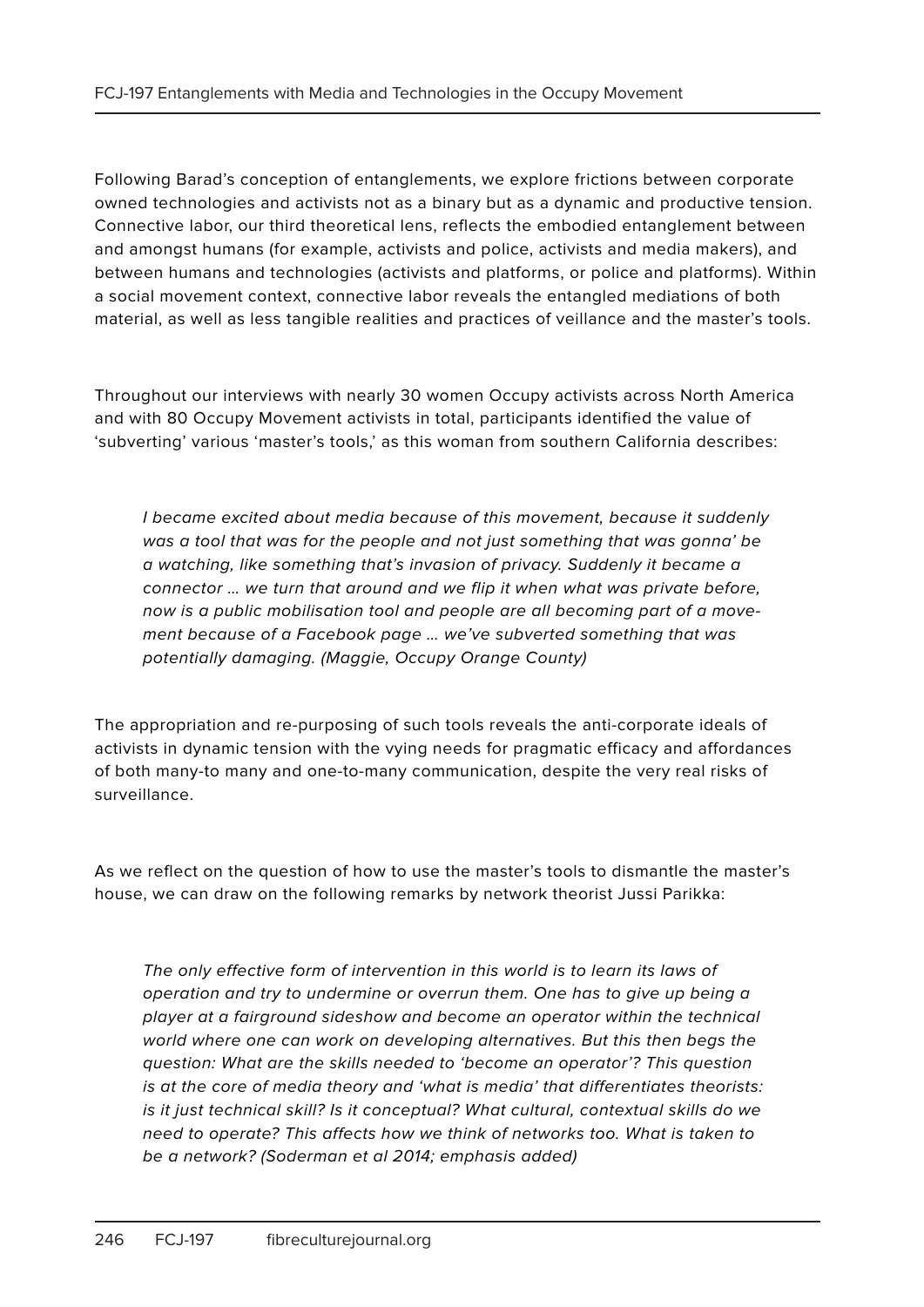Following Barad's conception of entanglements, we explore frictions between corporate owned technologies and activists not as a binary but as a dynamic and productive tension. Connective labor, our third theoretical lens, reflects the embodied entanglement between and amongst humans (for example, activists and police, activists and media makers), and between humans and technologies (activists and platforms, or police and platforms). Within a social movement context, connective labor reveals the entangled mediations of both material, as well as less tangible realities and practices of veillance and the master's tools.

Throughout our interviews with nearly 30 women Occupy activists across North America and with 80 Occupy Movement activists in total, participants identified the value of 'subverting' various 'master's tools,' as this woman from southern California describes:

> *I became excited about media because of this movement, because it suddenly was a tool that was for the people and not just something that was gonna' be a watching, like something that's invasion of privacy. Suddenly it became a connector … we turn that around and we flip it when what was private before, now is a public mobilisation tool and people are all becoming part of a movement because of a Facebook page … we've subverted something that was potentially damaging. (Maggie, Occupy Orange County)*

The appropriation and re-purposing of such tools reveals the anti-corporate ideals of activists in dynamic tension with the vying needs for pragmatic efficacy and affordances of both many-to many and one-to-many communication, despite the very real risks of surveillance.

As we reflect on the question of how to use the master's tools to dismantle the master's house, we can draw on the following remarks by network theorist Jussi Parikka:

> *The only effective form of intervention in this world is to learn its laws of operation and try to undermine or overrun them. One has to give up being a player at a fairground sideshow and become an operator within the technical world where one can work on developing alternatives. But this then begs the question: What are the skills needed to 'become an operator'? This question is at the core of media theory and 'what is media' that differentiates theorists: is it just technical skill? Is it conceptual? What cultural, contextual skills do we need to operate? This affects how we think of networks too. What is taken to be a network? (Soderman et al 2014; emphasis added)*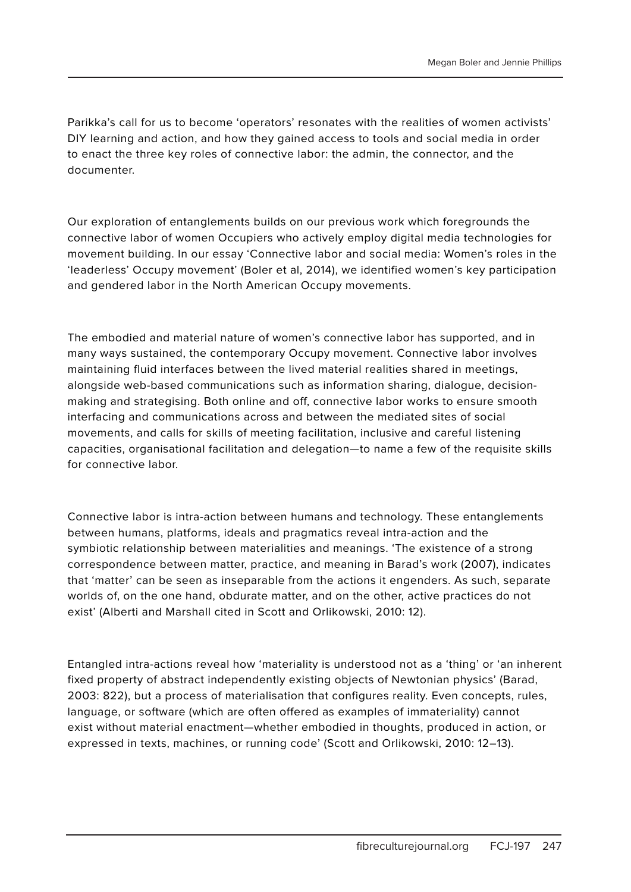Parikka's call for us to become 'operators' resonates with the realities of women activists' DIY learning and action, and how they gained access to tools and social media in order to enact the three key roles of connective labor: the admin, the connector, and the documenter.

Our exploration of entanglements builds on our previous work which foregrounds the connective labor of women Occupiers who actively employ digital media technologies for movement building. In our essay 'Connective labor and social media: Women's roles in the 'leaderless' Occupy movement' (Boler et al, 2014), we identified women's key participation and gendered labor in the North American Occupy movements.

The embodied and material nature of women's connective labor has supported, and in many ways sustained, the contemporary Occupy movement. Connective labor involves maintaining fluid interfaces between the lived material realities shared in meetings, alongside web-based communications such as information sharing, dialogue, decision-making and strategising. Both online and off, connective labor works to ensure smooth interfacing and communications across and between the mediated sites of social movements, and calls for skills of meeting facilitation, inclusive and careful listening capacities, organisational facilitation and delegation—to name a few of the requisite skills for connective labor.

Connective labor is intra-action between humans and technology. These entanglements between humans, platforms, ideals and pragmatics reveal intra-action and the symbiotic relationship between materialities and meanings. 'The existence of a strong correspondence between matter, practice, and meaning in Barad's work (2007), indicates that 'matter' can be seen as inseparable from the actions it engenders. As such, separate worlds of, on the one hand, obdurate matter, and on the other, active practices do not exist' (Alberti and Marshall cited in Scott and Orlikowski, 2010: 12).

Entangled intra-actions reveal how 'materiality is understood not as a 'thing' or 'an inherent fixed property of abstract independently existing objects of Newtonian physics' (Barad, 2003: 822), but a process of materialisation that configures reality. Even concepts, rules, language, or software (which are often offered as examples of immateriality) cannot exist without material enactment—whether embodied in thoughts, produced in action, or expressed in texts, machines, or running code' (Scott and Orlikowski, 2010: 12–13).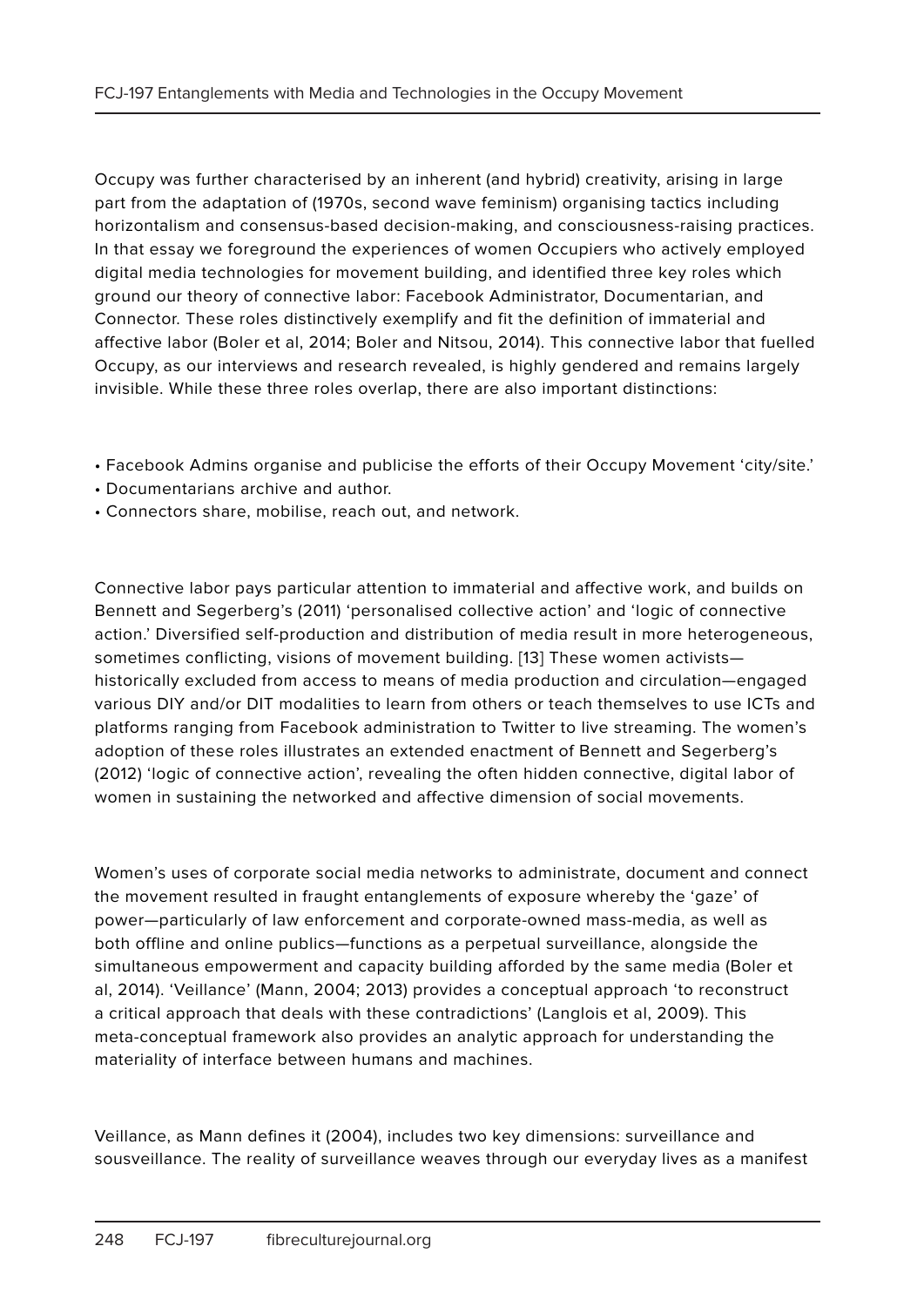Occupy was further characterised by an inherent (and hybrid) creativity, arising in large part from the adaptation of (1970s, second wave feminism) organising tactics including horizontalism and consensus-based decision-making, and consciousness-raising practices. In that essay we foreground the experiences of women Occupiers who actively employed digital media technologies for movement building, and identified three key roles which ground our theory of connective labor: Facebook Administrator, Documentarian, and Connector. These roles distinctively exemplify and fit the definition of immaterial and affective labor (Boler et al, 2014; Boler and Nitsou, 2014). This connective labor that fuelled Occupy, as our interviews and research revealed, is highly gendered and remains largely invisible. While these three roles overlap, there are also important distinctions:

- Facebook Admins organise and publicise the efforts of their Occupy Movement 'city/site.'
- Documentarians archive and author.
- Connectors share, mobilise, reach out, and network.

Connective labor pays particular attention to immaterial and affective work, and builds on Bennett and Segerberg's (2011) 'personalised collective action' and 'logic of connective action.' Diversified self-production and distribution of media result in more heterogeneous, sometimes conflicting, visions of movement building. [13] These women activists—historically excluded from access to means of media production and circulation—engaged various DIY and/or DIT modalities to learn from others or teach themselves to use ICTs and platforms ranging from Facebook administration to Twitter to live streaming. The women's adoption of these roles illustrates an extended enactment of Bennett and Segerberg's (2012) 'logic of connective action', revealing the often hidden connective, digital labor of women in sustaining the networked and affective dimension of social movements.

Women's uses of corporate social media networks to administrate, document and connect the movement resulted in fraught entanglements of exposure whereby the 'gaze' of power—particularly of law enforcement and corporate-owned mass-media, as well as both offline and online publics—functions as a perpetual surveillance, alongside the simultaneous empowerment and capacity building afforded by the same media (Boler et al, 2014). 'Veillance' (Mann, 2004; 2013) provides a conceptual approach 'to reconstruct a critical approach that deals with these contradictions' (Langlois et al, 2009). This meta-conceptual framework also provides an analytic approach for understanding the materiality of interface between humans and machines.

Veillance, as Mann defines it (2004), includes two key dimensions: surveillance and sousveillance. The reality of surveillance weaves through our everyday lives as a manifest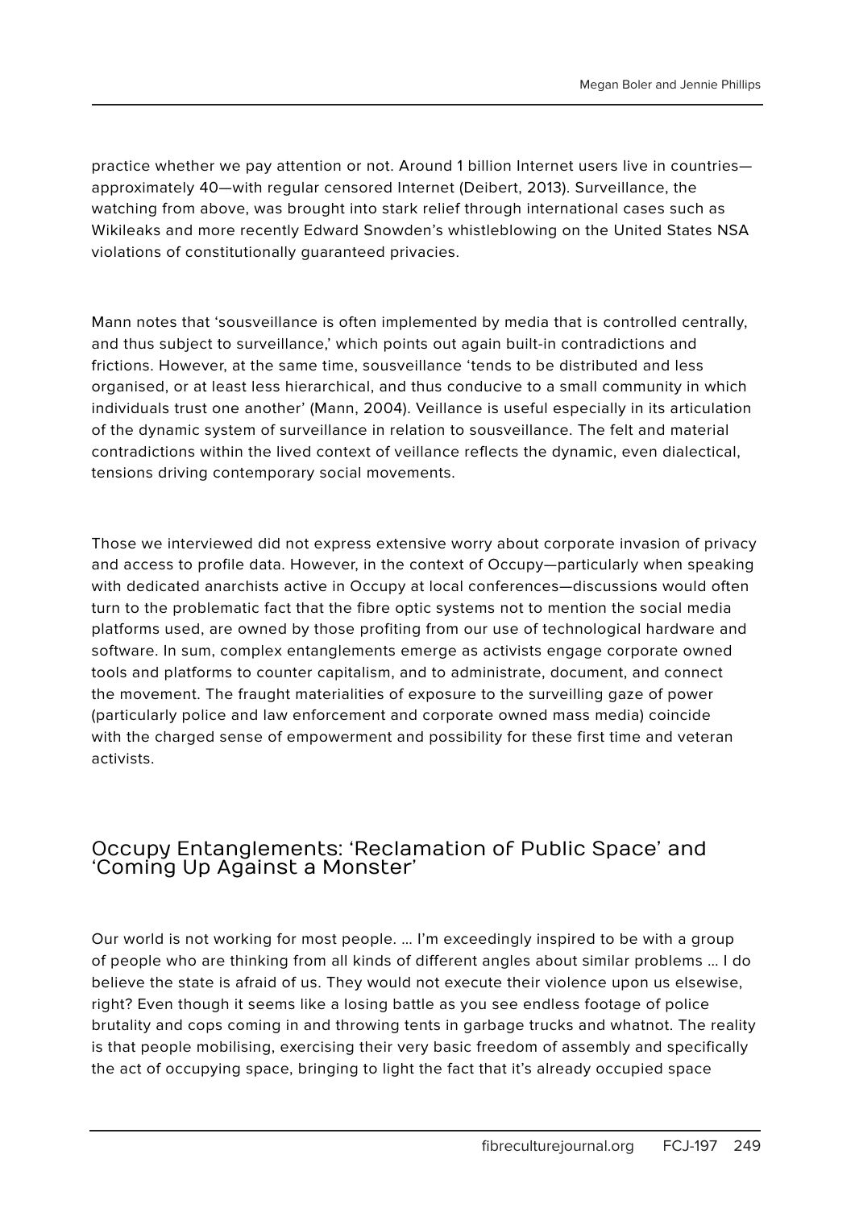practice whether we pay attention or not. Around 1 billion Internet users live in countries—approximately 40—with regular censored Internet (Deibert, 2013). Surveillance, the watching from above, was brought into stark relief through international cases such as Wikileaks and more recently Edward Snowden's whistleblowing on the United States NSA violations of constitutionally guaranteed privacies.

Mann notes that 'sousveillance is often implemented by media that is controlled centrally, and thus subject to surveillance,' which points out again built-in contradictions and frictions. However, at the same time, sousveillance 'tends to be distributed and less organised, or at least less hierarchical, and thus conducive to a small community in which individuals trust one another' (Mann, 2004). Veillance is useful especially in its articulation of the dynamic system of surveillance in relation to sousveillance. The felt and material contradictions within the lived context of veillance reflects the dynamic, even dialectical, tensions driving contemporary social movements.

Those we interviewed did not express extensive worry about corporate invasion of privacy and access to profile data. However, in the context of Occupy—particularly when speaking with dedicated anarchists active in Occupy at local conferences—discussions would often turn to the problematic fact that the fibre optic systems not to mention the social media platforms used, are owned by those profiting from our use of technological hardware and software. In sum, complex entanglements emerge as activists engage corporate owned tools and platforms to counter capitalism, and to administrate, document, and connect the movement. The fraught materialities of exposure to the surveilling gaze of power (particularly police and law enforcement and corporate owned mass media) coincide with the charged sense of empowerment and possibility for these first time and veteran activists.

## Occupy Entanglements: 'Reclamation of Public Space' and 'Coming Up Against a Monster'

Our world is not working for most people. … I'm exceedingly inspired to be with a group of people who are thinking from all kinds of different angles about similar problems … I do believe the state is afraid of us. They would not execute their violence upon us elsewise, right? Even though it seems like a losing battle as you see endless footage of police brutality and cops coming in and throwing tents in garbage trucks and whatnot. The reality is that people mobilising, exercising their very basic freedom of assembly and specifically the act of occupying space, bringing to light the fact that it's already occupied space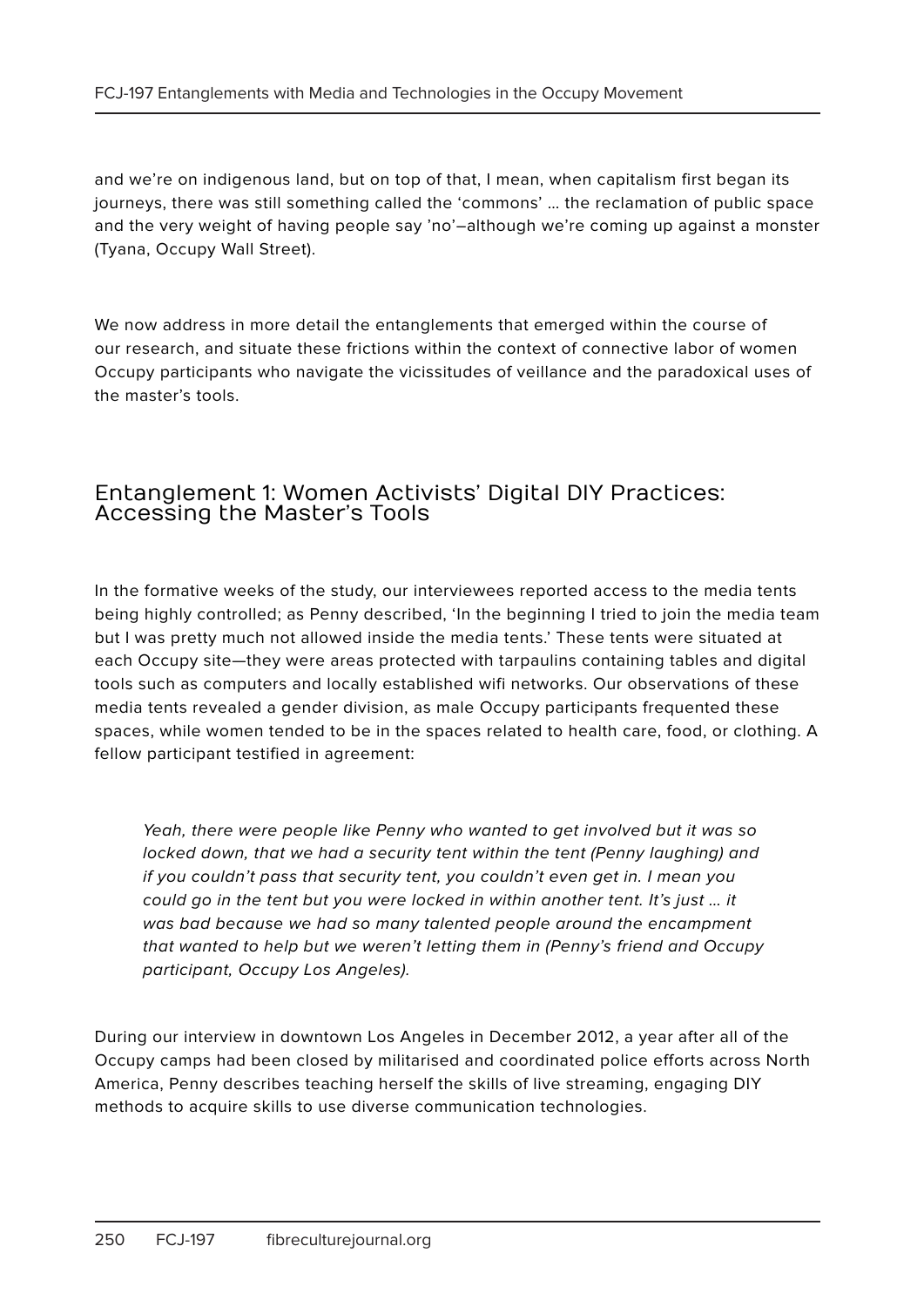and we're on indigenous land, but on top of that, I mean, when capitalism first began its journeys, there was still something called the 'commons' … the reclamation of public space and the very weight of having people say 'no'—although we're coming up against a monster (Tyana, Occupy Wall Street).

We now address in more detail the entanglements that emerged within the course of our research, and situate these frictions within the context of connective labor of women Occupy participants who navigate the vicissitudes of veillance and the paradoxical uses of the master's tools.

## Entanglement 1: Women Activists' Digital DIY Practices: Accessing the Master's Tools

In the formative weeks of the study, our interviewees reported access to the media tents being highly controlled; as Penny described, 'In the beginning I tried to join the media team but I was pretty much not allowed inside the media tents.' These tents were situated at each Occupy site—they were areas protected with tarpaulins containing tables and digital tools such as computers and locally established wifi networks. Our observations of these media tents revealed a gender division, as male Occupy participants frequented these spaces, while women tended to be in the spaces related to health care, food, or clothing. A fellow participant testified in agreement:

> *Yeah, there were people like Penny who wanted to get involved but it was so locked down, that we had a security tent within the tent (Penny laughing) and if you couldn't pass that security tent, you couldn't even get in. I mean you could go in the tent but you were locked in within another tent. It's just … it was bad because we had so many talented people around the encampment that wanted to help but we weren't letting them in (Penny's friend and Occupy participant, Occupy Los Angeles).*

During our interview in downtown Los Angeles in December 2012, a year after all of the Occupy camps had been closed by militarised and coordinated police efforts across North America, Penny describes teaching herself the skills of live streaming, engaging DIY methods to acquire skills to use diverse communication technologies.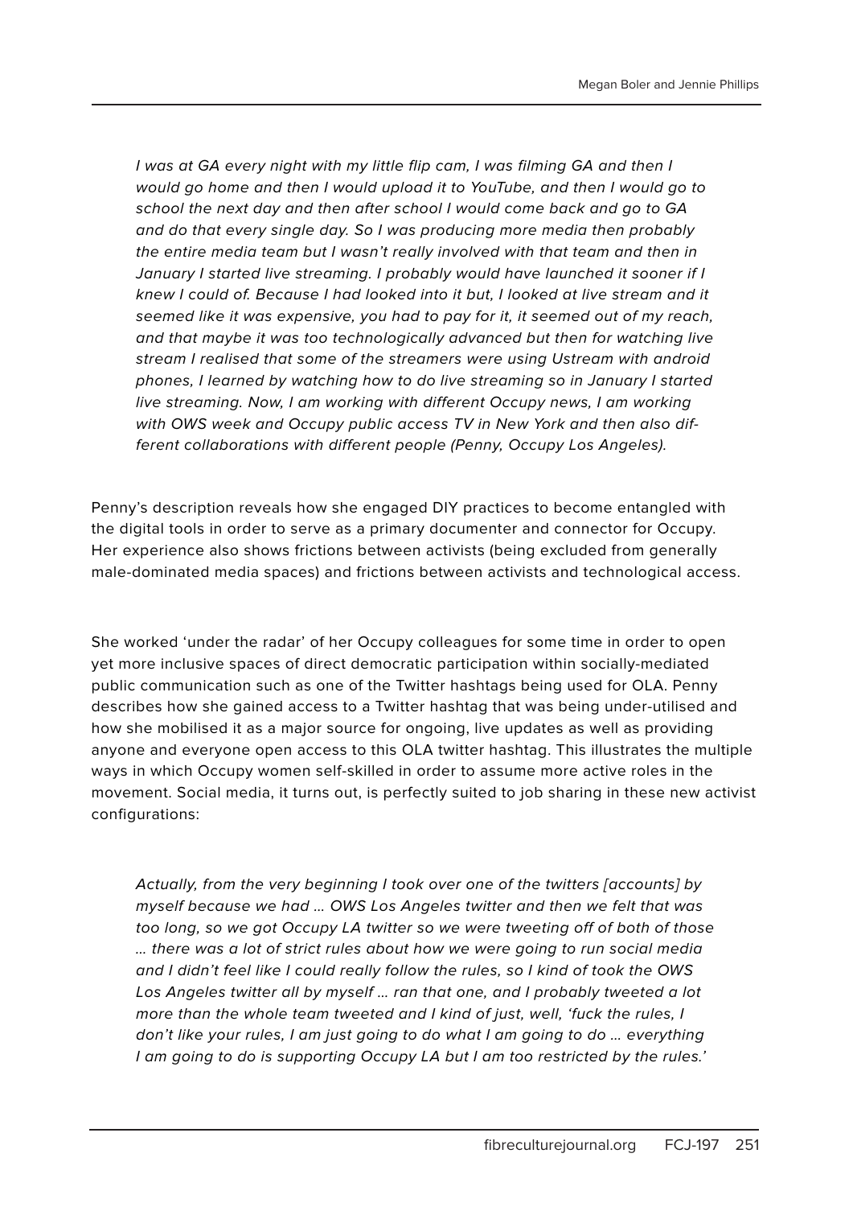> *I was at GA every night with my little flip cam, I was filming GA and then I would go home and then I would upload it to YouTube, and then I would go to school the next day and then after school I would come back and go to GA and do that every single day. So I was producing more media then probably the entire media team but I wasn't really involved with that team and then in January I started live streaming. I probably would have launched it sooner if I knew I could of. Because I had looked into it but, I looked at live stream and it seemed like it was expensive, you had to pay for it, it seemed out of my reach, and that maybe it was too technologically advanced but then for watching live stream I realised that some of the streamers were using Ustream with android phones, I learned by watching how to do live streaming so in January I started live streaming. Now, I am working with different Occupy news, I am working with OWS week and Occupy public access TV in New York and then also different collaborations with different people (Penny, Occupy Los Angeles).*

Penny's description reveals how she engaged DIY practices to become entangled with the digital tools in order to serve as a primary documenter and connector for Occupy. Her experience also shows frictions between activists (being excluded from generally male-dominated media spaces) and frictions between activists and technological access.

She worked 'under the radar' of her Occupy colleagues for some time in order to open yet more inclusive spaces of direct democratic participation within socially-mediated public communication such as one of the Twitter hashtags being used for OLA. Penny describes how she gained access to a Twitter hashtag that was being under-utilised and how she mobilised it as a major source for ongoing, live updates as well as providing anyone and everyone open access to this OLA twitter hashtag. This illustrates the multiple ways in which Occupy women self-skilled in order to assume more active roles in the movement. Social media, it turns out, is perfectly suited to job sharing in these new activist configurations:

> *Actually, from the very beginning I took over one of the twitters [accounts] by myself because we had … OWS Los Angeles twitter and then we felt that was too long, so we got Occupy LA twitter so we were tweeting off of both of those … there was a lot of strict rules about how we were going to run social media and I didn't feel like I could really follow the rules, so I kind of took the OWS Los Angeles twitter all by myself … ran that one, and I probably tweeted a lot more than the whole team tweeted and I kind of just, well, 'fuck the rules, I don't like your rules, I am just going to do what I am going to do … everything I am going to do is supporting Occupy LA but I am too restricted by the rules.'*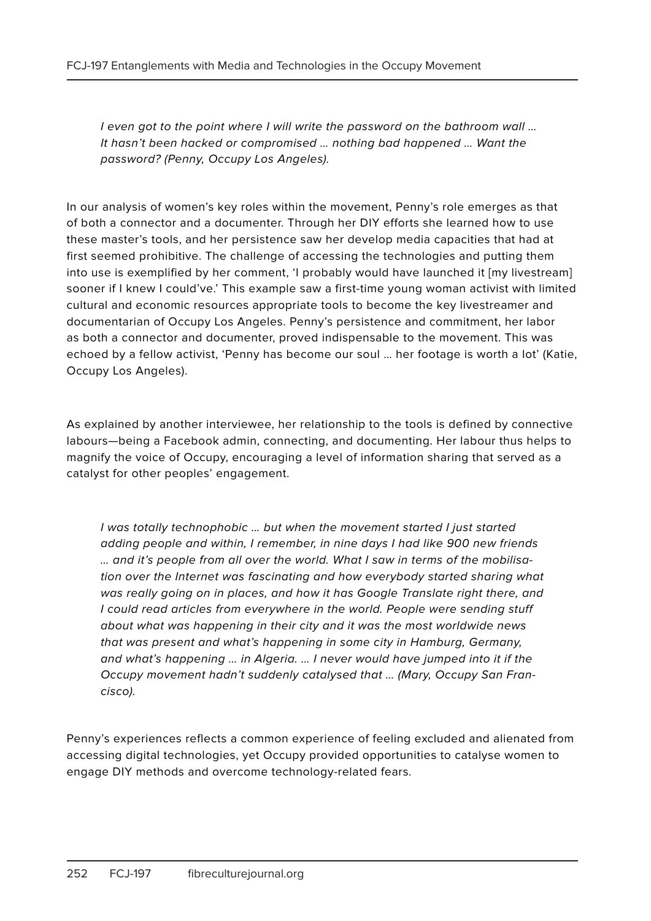> *I even got to the point where I will write the password on the bathroom wall … It hasn't been hacked or compromised … nothing bad happened … Want the password? (Penny, Occupy Los Angeles).*

In our analysis of women's key roles within the movement, Penny's role emerges as that of both a connector and a documenter. Through her DIY efforts she learned how to use these master's tools, and her persistence saw her develop media capacities that had at first seemed prohibitive. The challenge of accessing the technologies and putting them into use is exemplified by her comment, 'I probably would have launched it [my livestream] sooner if I knew I could've.' This example saw a first-time young woman activist with limited cultural and economic resources appropriate tools to become the key livestreamer and documentarian of Occupy Los Angeles. Penny's persistence and commitment, her labor as both a connector and documenter, proved indispensable to the movement. This was echoed by a fellow activist, 'Penny has become our soul … her footage is worth a lot' (Katie, Occupy Los Angeles).

As explained by another interviewee, her relationship to the tools is defined by connective labours—being a Facebook admin, connecting, and documenting. Her labour thus helps to magnify the voice of Occupy, encouraging a level of information sharing that served as a catalyst for other peoples' engagement.

> *I was totally technophobic … but when the movement started I just started adding people and within, I remember, in nine days I had like 900 new friends … and it's people from all over the world. What I saw in terms of the mobilisation over the Internet was fascinating and how everybody started sharing what was really going on in places, and how it has Google Translate right there, and I could read articles from everywhere in the world. People were sending stuff about what was happening in their city and it was the most worldwide news that was present and what's happening in some city in Hamburg, Germany, and what's happening … in Algeria. … I never would have jumped into it if the Occupy movement hadn't suddenly catalysed that … (Mary, Occupy San Francisco).*

Penny's experiences reflects a common experience of feeling excluded and alienated from accessing digital technologies, yet Occupy provided opportunities to catalyse women to engage DIY methods and overcome technology-related fears.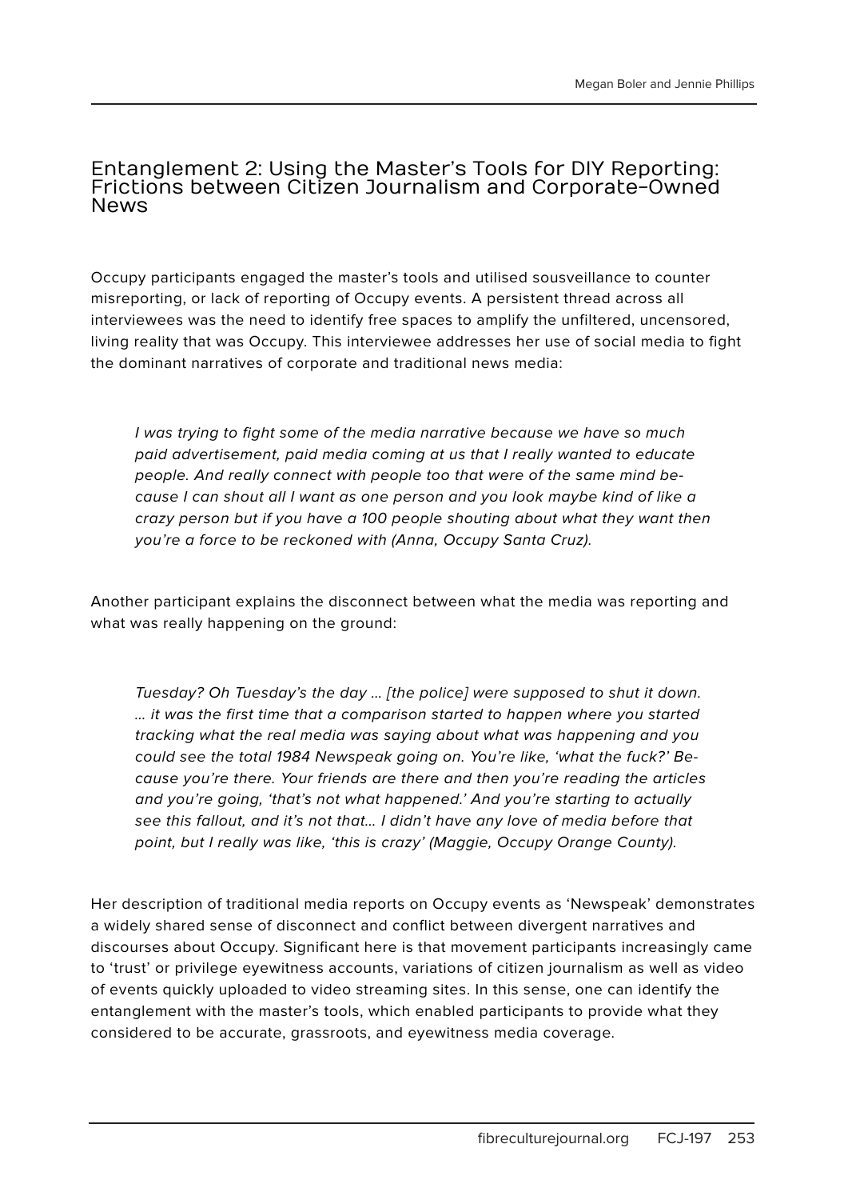## Entanglement 2: Using the Master's Tools for DIY Reporting: Frictions between Citizen Journalism and Corporate-Owned News

Occupy participants engaged the master's tools and utilised sousveillance to counter misreporting, or lack of reporting of Occupy events. A persistent thread across all interviewees was the need to identify free spaces to amplify the unfiltered, uncensored, living reality that was Occupy. This interviewee addresses her use of social media to fight the dominant narratives of corporate and traditional news media:

> *I was trying to fight some of the media narrative because we have so much paid advertisement, paid media coming at us that I really wanted to educate people. And really connect with people too that were of the same mind because I can shout all I want as one person and you look maybe kind of like a crazy person but if you have a 100 people shouting about what they want then you're a force to be reckoned with (Anna, Occupy Santa Cruz).*

Another participant explains the disconnect between what the media was reporting and what was really happening on the ground:

> *Tuesday? Oh Tuesday's the day … [the police] were supposed to shut it down. … it was the first time that a comparison started to happen where you started tracking what the real media was saying about what was happening and you could see the total 1984 Newspeak going on. You're like, 'what the fuck?' Because you're there. Your friends are there and then you're reading the articles and you're going, 'that's not what happened.' And you're starting to actually see this fallout, and it's not that… I didn't have any love of media before that point, but I really was like, 'this is crazy' (Maggie, Occupy Orange County).*

Her description of traditional media reports on Occupy events as 'Newspeak' demonstrates a widely shared sense of disconnect and conflict between divergent narratives and discourses about Occupy. Significant here is that movement participants increasingly came to 'trust' or privilege eyewitness accounts, variations of citizen journalism as well as video of events quickly uploaded to video streaming sites. In this sense, one can identify the entanglement with the master's tools, which enabled participants to provide what they considered to be accurate, grassroots, and eyewitness media coverage.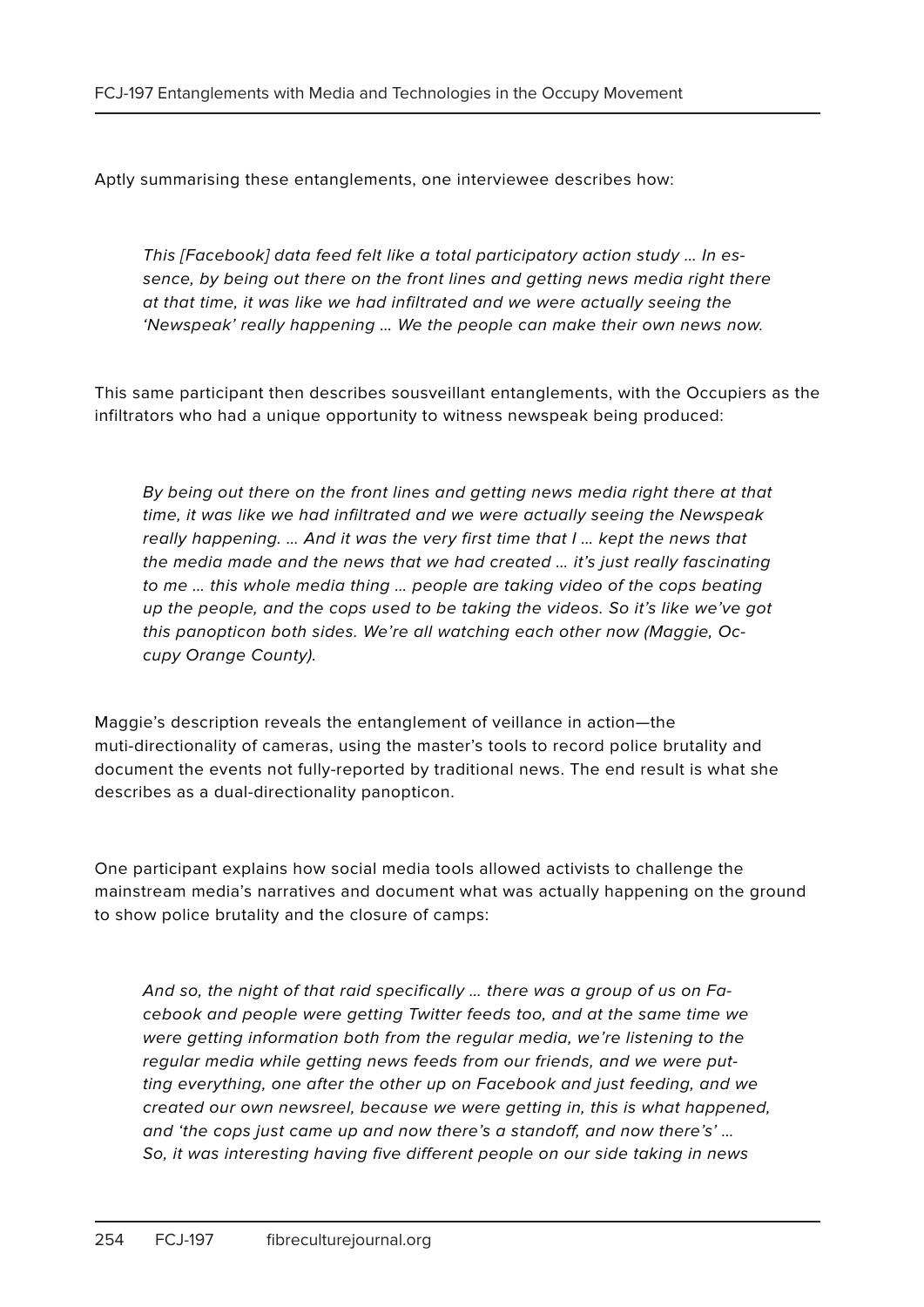Aptly summarising these entanglements, one interviewee describes how:

> *This [Facebook] data feed felt like a total participatory action study … In essence, by being out there on the front lines and getting news media right there at that time, it was like we had infiltrated and we were actually seeing the 'Newspeak' really happening … We the people can make their own news now.*

This same participant then describes sousveillant entanglements, with the Occupiers as the infiltrators who had a unique opportunity to witness newspeak being produced:

> *By being out there on the front lines and getting news media right there at that time, it was like we had infiltrated and we were actually seeing the Newspeak really happening. … And it was the very first time that I … kept the news that the media made and the news that we had created … it's just really fascinating to me … this whole media thing … people are taking video of the cops beating up the people, and the cops used to be taking the videos. So it's like we've got this panopticon both sides. We're all watching each other now (Maggie, Occupy Orange County).*

Maggie's description reveals the entanglement of veillance in action—the muti-directionality of cameras, using the master's tools to record police brutality and document the events not fully-reported by traditional news. The end result is what she describes as a dual-directionality panopticon.

One participant explains how social media tools allowed activists to challenge the mainstream media's narratives and document what was actually happening on the ground to show police brutality and the closure of camps:

> *And so, the night of that raid specifically … there was a group of us on Facebook and people were getting Twitter feeds too, and at the same time we were getting information both from the regular media, we're listening to the regular media while getting news feeds from our friends, and we were putting everything, one after the other up on Facebook and just feeding, and we created our own newsreel, because we were getting in, this is what happened, and 'the cops just came up and now there's a standoff, and now there's' … So, it was interesting having five different people on our side taking in news*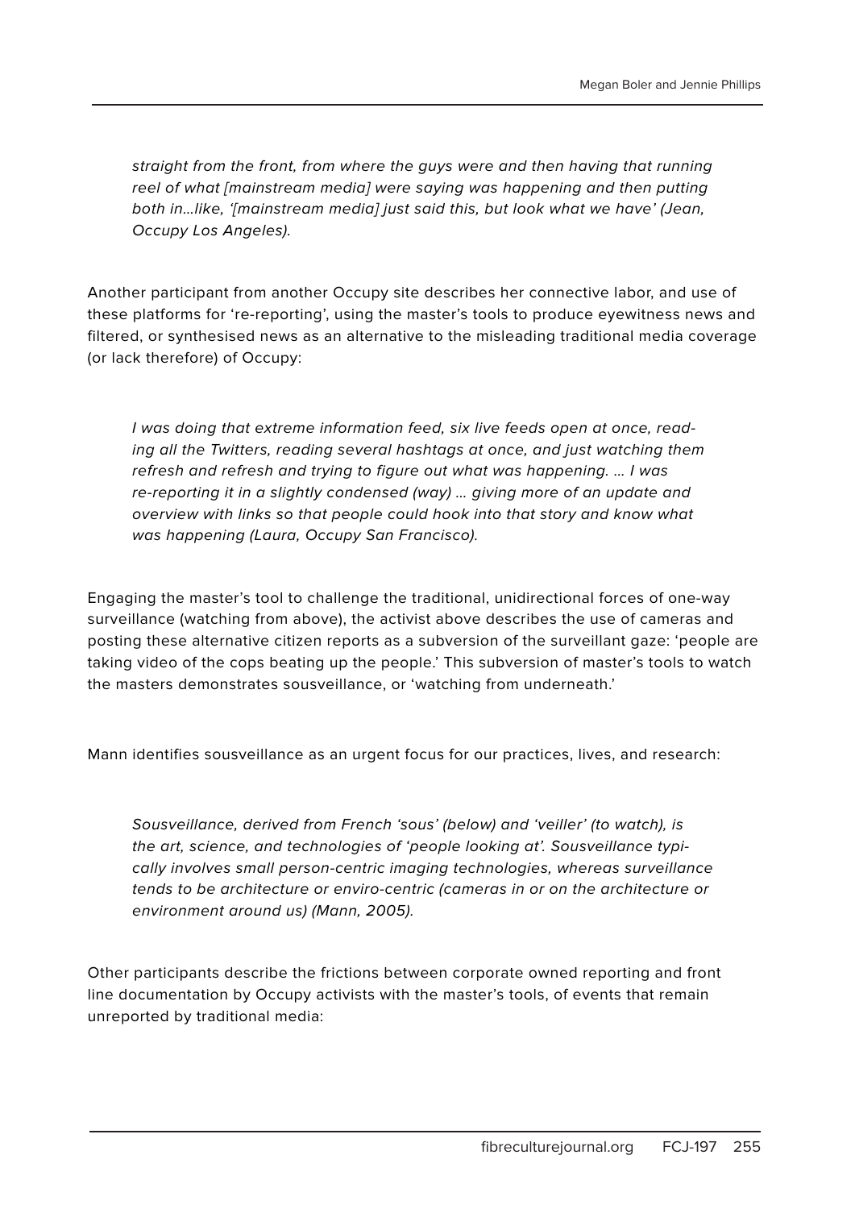> *straight from the front, from where the guys were and then having that running reel of what [mainstream media] were saying was happening and then putting both in…like, '[mainstream media] just said this, but look what we have' (Jean, Occupy Los Angeles).*

Another participant from another Occupy site describes her connective labor, and use of these platforms for 're-reporting', using the master's tools to produce eyewitness news and filtered, or synthesised news as an alternative to the misleading traditional media coverage (or lack therefore) of Occupy:

> *I was doing that extreme information feed, six live feeds open at once, reading all the Twitters, reading several hashtags at once, and just watching them refresh and refresh and trying to figure out what was happening. … I was re-reporting it in a slightly condensed (way) … giving more of an update and overview with links so that people could hook into that story and know what was happening (Laura, Occupy San Francisco).*

Engaging the master's tool to challenge the traditional, unidirectional forces of one-way surveillance (watching from above), the activist above describes the use of cameras and posting these alternative citizen reports as a subversion of the surveillant gaze: 'people are taking video of the cops beating up the people.' This subversion of master's tools to watch the masters demonstrates sousveillance, or 'watching from underneath.'

Mann identifies sousveillance as an urgent focus for our practices, lives, and research:

> *Sousveillance, derived from French 'sous' (below) and 'veiller' (to watch), is the art, science, and technologies of 'people looking at'. Sousveillance typically involves small person-centric imaging technologies, whereas surveillance tends to be architecture or enviro-centric (cameras in or on the architecture or environment around us) (Mann, 2005).*

Other participants describe the frictions between corporate owned reporting and front line documentation by Occupy activists with the master's tools, of events that remain unreported by traditional media: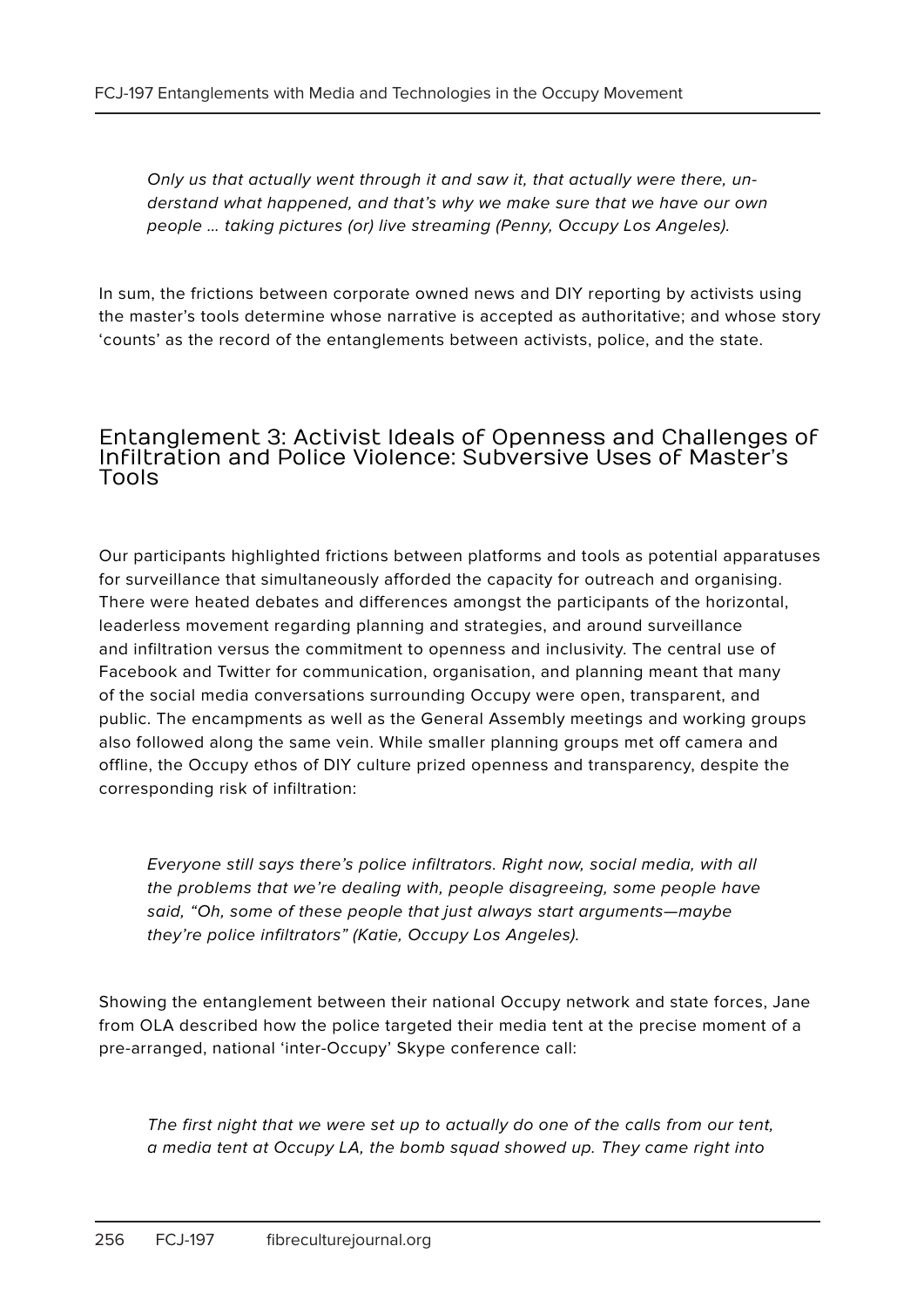*Only us that actually went through it and saw it, that actually were there, understand what happened, and that's why we make sure that we have our own people … taking pictures (or) live streaming (Penny, Occupy Los Angeles).*

In sum, the frictions between corporate owned news and DIY reporting by activists using the master's tools determine whose narrative is accepted as authoritative; and whose story 'counts' as the record of the entanglements between activists, police, and the state.

## Entanglement 3: Activist Ideals of Openness and Challenges of Infiltration and Police Violence: Subversive Uses of Master's Tools

Our participants highlighted frictions between platforms and tools as potential apparatuses for surveillance that simultaneously afforded the capacity for outreach and organising. There were heated debates and differences amongst the participants of the horizontal, leaderless movement regarding planning and strategies, and around surveillance and infiltration versus the commitment to openness and inclusivity. The central use of Facebook and Twitter for communication, organisation, and planning meant that many of the social media conversations surrounding Occupy were open, transparent, and public. The encampments as well as the General Assembly meetings and working groups also followed along the same vein. While smaller planning groups met off camera and offline, the Occupy ethos of DIY culture prized openness and transparency, despite the corresponding risk of infiltration:

*Everyone still says there's police infiltrators. Right now, social media, with all the problems that we're dealing with, people disagreeing, some people have said, "Oh, some of these people that just always start arguments—maybe they're police infiltrators" (Katie, Occupy Los Angeles).*

Showing the entanglement between their national Occupy network and state forces, Jane from OLA described how the police targeted their media tent at the precise moment of a pre-arranged, national 'inter-Occupy' Skype conference call:

*The first night that we were set up to actually do one of the calls from our tent, a media tent at Occupy LA, the bomb squad showed up. They came right into*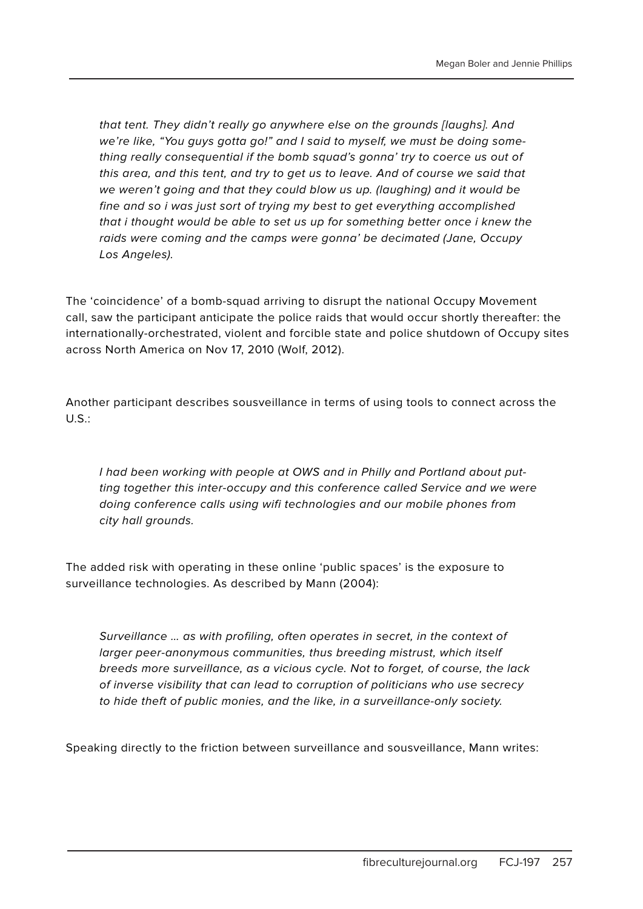> *that tent. They didn't really go anywhere else on the grounds [laughs]. And we're like, "You guys gotta go!" and I said to myself, we must be doing something really consequential if the bomb squad's gonna' try to coerce us out of this area, and this tent, and try to get us to leave. And of course we said that we weren't going and that they could blow us up. (laughing) and it would be fine and so i was just sort of trying my best to get everything accomplished that i thought would be able to set us up for something better once i knew the raids were coming and the camps were gonna' be decimated (Jane, Occupy Los Angeles).*

The 'coincidence' of a bomb-squad arriving to disrupt the national Occupy Movement call, saw the participant anticipate the police raids that would occur shortly thereafter: the internationally-orchestrated, violent and forcible state and police shutdown of Occupy sites across North America on Nov 17, 2010 (Wolf, 2012).

Another participant describes sousveillance in terms of using tools to connect across the U.S.:

> *I had been working with people at OWS and in Philly and Portland about putting together this inter-occupy and this conference called Service and we were doing conference calls using wifi technologies and our mobile phones from city hall grounds.*

The added risk with operating in these online 'public spaces' is the exposure to surveillance technologies. As described by Mann (2004):

> *Surveillance … as with profiling, often operates in secret, in the context of larger peer-anonymous communities, thus breeding mistrust, which itself breeds more surveillance, as a vicious cycle. Not to forget, of course, the lack of inverse visibility that can lead to corruption of politicians who use secrecy to hide theft of public monies, and the like, in a surveillance-only society.*

Speaking directly to the friction between surveillance and sousveillance, Mann writes: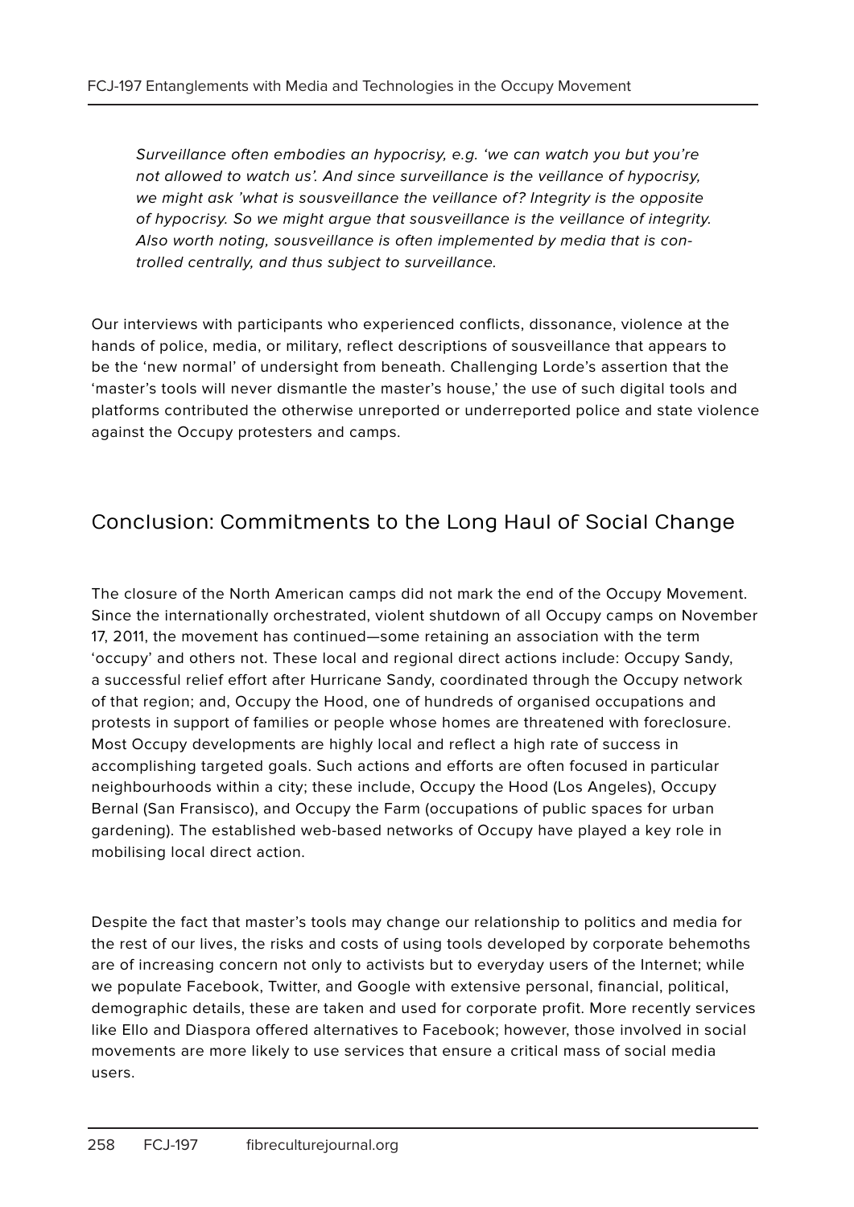> *Surveillance often embodies an hypocrisy, e.g. 'we can watch you but you're not allowed to watch us'. And since surveillance is the veillance of hypocrisy, we might ask 'what is sousveillance the veillance of? Integrity is the opposite of hypocrisy. So we might argue that sousveillance is the veillance of integrity. Also worth noting, sousveillance is often implemented by media that is controlled centrally, and thus subject to surveillance.*

Our interviews with participants who experienced conflicts, dissonance, violence at the hands of police, media, or military, reflect descriptions of sousveillance that appears to be the 'new normal' of undersight from beneath. Challenging Lorde's assertion that the 'master's tools will never dismantle the master's house,' the use of such digital tools and platforms contributed the otherwise unreported or underreported police and state violence against the Occupy protesters and camps.

## Conclusion: Commitments to the Long Haul of Social Change

The closure of the North American camps did not mark the end of the Occupy Movement. Since the internationally orchestrated, violent shutdown of all Occupy camps on November 17, 2011, the movement has continued—some retaining an association with the term 'occupy' and others not. These local and regional direct actions include: Occupy Sandy, a successful relief effort after Hurricane Sandy, coordinated through the Occupy network of that region; and, Occupy the Hood, one of hundreds of organised occupations and protests in support of families or people whose homes are threatened with foreclosure. Most Occupy developments are highly local and reflect a high rate of success in accomplishing targeted goals. Such actions and efforts are often focused in particular neighbourhoods within a city; these include, Occupy the Hood (Los Angeles), Occupy Bernal (San Fransisco), and Occupy the Farm (occupations of public spaces for urban gardening). The established web-based networks of Occupy have played a key role in mobilising local direct action.

Despite the fact that master's tools may change our relationship to politics and media for the rest of our lives, the risks and costs of using tools developed by corporate behemoths are of increasing concern not only to activists but to everyday users of the Internet; while we populate Facebook, Twitter, and Google with extensive personal, financial, political, demographic details, these are taken and used for corporate profit. More recently services like Ello and Diaspora offered alternatives to Facebook; however, those involved in social movements are more likely to use services that ensure a critical mass of social media users.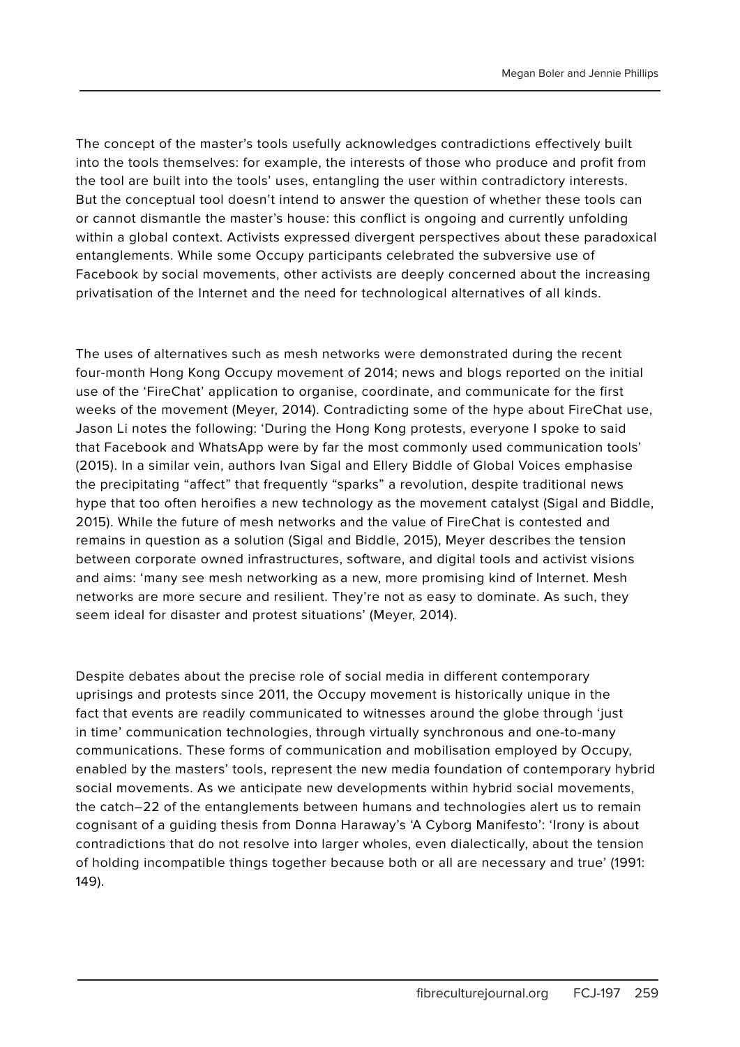The concept of the master's tools usefully acknowledges contradictions effectively built into the tools themselves: for example, the interests of those who produce and profit from the tool are built into the tools' uses, entangling the user within contradictory interests. But the conceptual tool doesn't intend to answer the question of whether these tools can or cannot dismantle the master's house: this conflict is ongoing and currently unfolding within a global context. Activists expressed divergent perspectives about these paradoxical entanglements. While some Occupy participants celebrated the subversive use of Facebook by social movements, other activists are deeply concerned about the increasing privatisation of the Internet and the need for technological alternatives of all kinds.

The uses of alternatives such as mesh networks were demonstrated during the recent four-month Hong Kong Occupy movement of 2014; news and blogs reported on the initial use of the 'FireChat' application to organise, coordinate, and communicate for the first weeks of the movement (Meyer, 2014). Contradicting some of the hype about FireChat use, Jason Li notes the following: 'During the Hong Kong protests, everyone I spoke to said that Facebook and WhatsApp were by far the most commonly used communication tools' (2015). In a similar vein, authors Ivan Sigal and Ellery Biddle of Global Voices emphasise the precipitating "affect" that frequently "sparks" a revolution, despite traditional news hype that too often heroifies a new technology as the movement catalyst (Sigal and Biddle, 2015). While the future of mesh networks and the value of FireChat is contested and remains in question as a solution (Sigal and Biddle, 2015), Meyer describes the tension between corporate owned infrastructures, software, and digital tools and activist visions and aims: 'many see mesh networking as a new, more promising kind of Internet. Mesh networks are more secure and resilient. They're not as easy to dominate. As such, they seem ideal for disaster and protest situations' (Meyer, 2014).

Despite debates about the precise role of social media in different contemporary uprisings and protests since 2011, the Occupy movement is historically unique in the fact that events are readily communicated to witnesses around the globe through 'just in time' communication technologies, through virtually synchronous and one-to-many communications. These forms of communication and mobilisation employed by Occupy, enabled by the masters' tools, represent the new media foundation of contemporary hybrid social movements. As we anticipate new developments within hybrid social movements, the catch–22 of the entanglements between humans and technologies alert us to remain cognisant of a guiding thesis from Donna Haraway's 'A Cyborg Manifesto': 'Irony is about contradictions that do not resolve into larger wholes, even dialectically, about the tension of holding incompatible things together because both or all are necessary and true' (1991: 149).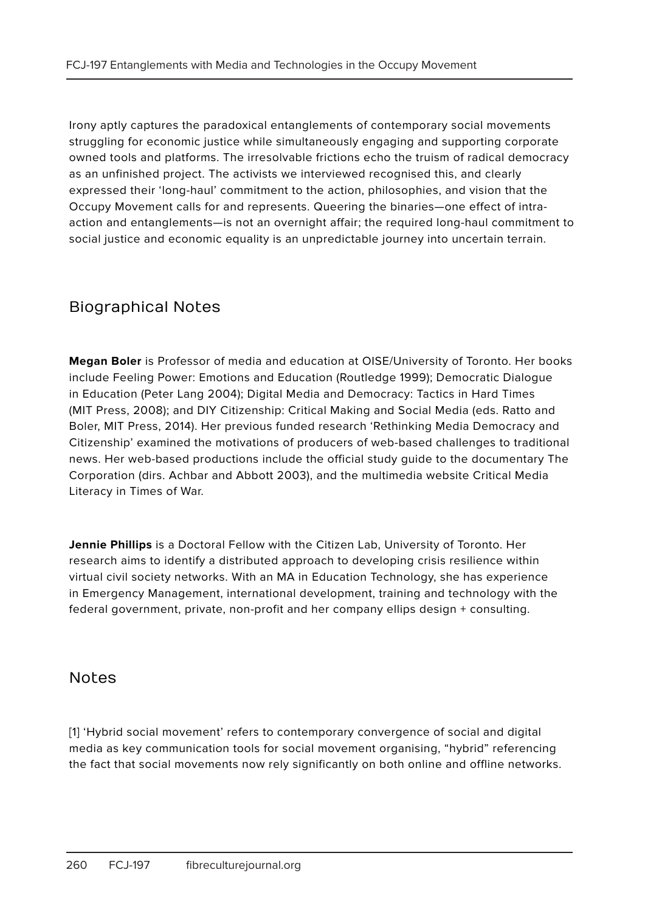Irony aptly captures the paradoxical entanglements of contemporary social movements struggling for economic justice while simultaneously engaging and supporting corporate owned tools and platforms. The irresolvable frictions echo the truism of radical democracy as an unfinished project. The activists we interviewed recognised this, and clearly expressed their 'long-haul' commitment to the action, philosophies, and vision that the Occupy Movement calls for and represents. Queering the binaries—one effect of intra-action and entanglements—is not an overnight affair; the required long-haul commitment to social justice and economic equality is an unpredictable journey into uncertain terrain.

## Biographical Notes

**Megan Boler** is Professor of media and education at OISE/University of Toronto. Her books include Feeling Power: Emotions and Education (Routledge 1999); Democratic Dialogue in Education (Peter Lang 2004); Digital Media and Democracy: Tactics in Hard Times (MIT Press, 2008); and DIY Citizenship: Critical Making and Social Media (eds. Ratto and Boler, MIT Press, 2014). Her previous funded research 'Rethinking Media Democracy and Citizenship' examined the motivations of producers of web-based challenges to traditional news. Her web-based productions include the official study guide to the documentary The Corporation (dirs. Achbar and Abbott 2003), and the multimedia website Critical Media Literacy in Times of War.

**Jennie Phillips** is a Doctoral Fellow with the Citizen Lab, University of Toronto. Her research aims to identify a distributed approach to developing crisis resilience within virtual civil society networks. With an MA in Education Technology, she has experience in Emergency Management, international development, training and technology with the federal government, private, non-profit and her company ellips design + consulting.

## Notes

[1] 'Hybrid social movement' refers to contemporary convergence of social and digital media as key communication tools for social movement organising, "hybrid" referencing the fact that social movements now rely significantly on both online and offline networks.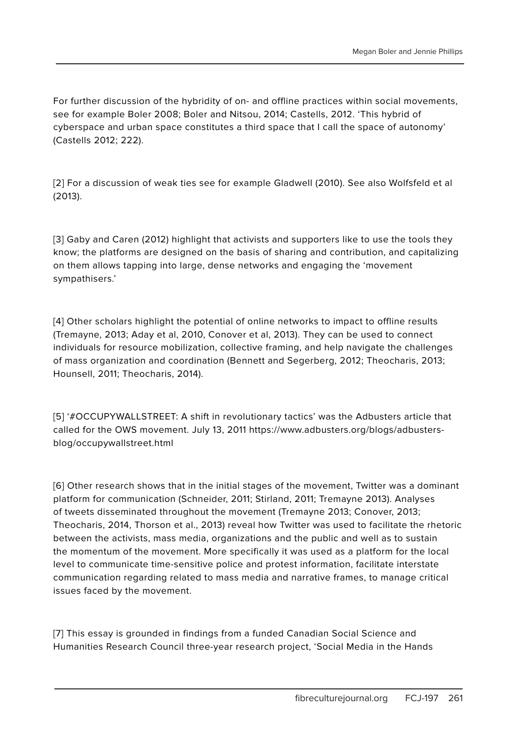For further discussion of the hybridity of on- and offline practices within social movements, see for example Boler 2008; Boler and Nitsou, 2014; Castells, 2012. 'This hybrid of cyberspace and urban space constitutes a third space that I call the space of autonomy' (Castells 2012; 222).

[2] For a discussion of weak ties see for example Gladwell (2010). See also Wolfsfeld et al (2013).

[3] Gaby and Caren (2012) highlight that activists and supporters like to use the tools they know; the platforms are designed on the basis of sharing and contribution, and capitalizing on them allows tapping into large, dense networks and engaging the 'movement sympathisers.'

[4] Other scholars highlight the potential of online networks to impact to offline results (Tremayne, 2013; Aday et al, 2010, Conover et al, 2013). They can be used to connect individuals for resource mobilization, collective framing, and help navigate the challenges of mass organization and coordination (Bennett and Segerberg, 2012; Theocharis, 2013; Hounsell, 2011; Theocharis, 2014).

[5] '#OCCUPYWALLSTREET: A shift in revolutionary tactics' was the Adbusters article that called for the OWS movement. July 13, 2011 https://www.adbusters.org/blogs/adbusters-blog/occupywallstreet.html

[6] Other research shows that in the initial stages of the movement, Twitter was a dominant platform for communication (Schneider, 2011; Stirland, 2011; Tremayne 2013). Analyses of tweets disseminated throughout the movement (Tremayne 2013; Conover, 2013; Theocharis, 2014, Thorson et al., 2013) reveal how Twitter was used to facilitate the rhetoric between the activists, mass media, organizations and the public and well as to sustain the momentum of the movement. More specifically it was used as a platform for the local level to communicate time-sensitive police and protest information, facilitate interstate communication regarding related to mass media and narrative frames, to manage critical issues faced by the movement.

[7] This essay is grounded in findings from a funded Canadian Social Science and Humanities Research Council three-year research project, 'Social Media in the Hands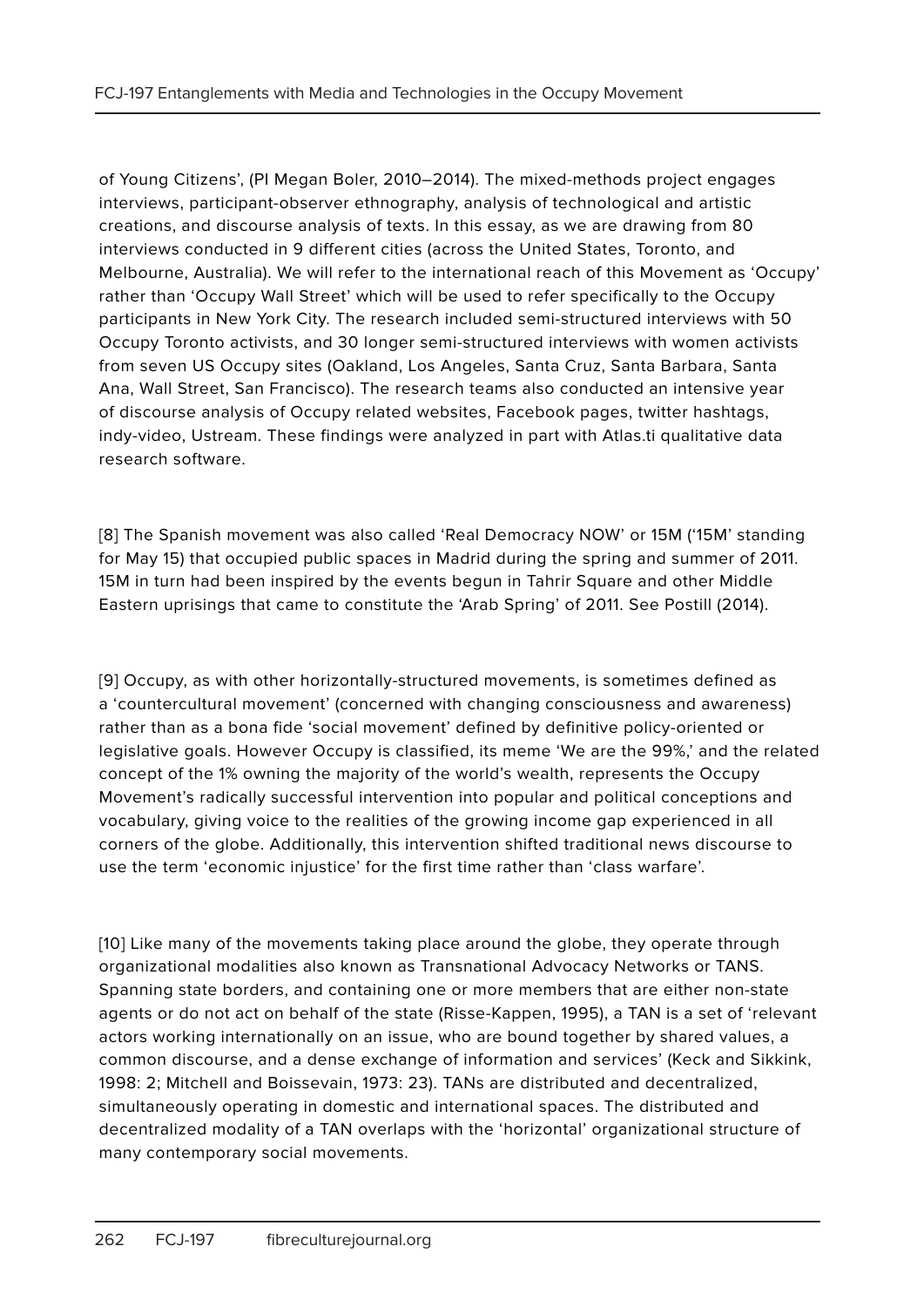of Young Citizens', (PI Megan Boler, 2010–2014). The mixed-methods project engages interviews, participant-observer ethnography, analysis of technological and artistic creations, and discourse analysis of texts. In this essay, as we are drawing from 80 interviews conducted in 9 different cities (across the United States, Toronto, and Melbourne, Australia). We will refer to the international reach of this Movement as 'Occupy' rather than 'Occupy Wall Street' which will be used to refer specifically to the Occupy participants in New York City. The research included semi-structured interviews with 50 Occupy Toronto activists, and 30 longer semi-structured interviews with women activists from seven US Occupy sites (Oakland, Los Angeles, Santa Cruz, Santa Barbara, Santa Ana, Wall Street, San Francisco). The research teams also conducted an intensive year of discourse analysis of Occupy related websites, Facebook pages, twitter hashtags, indy-video, Ustream. These findings were analyzed in part with Atlas.ti qualitative data research software.

[8] The Spanish movement was also called 'Real Democracy NOW' or 15M ('15M' standing for May 15) that occupied public spaces in Madrid during the spring and summer of 2011. 15M in turn had been inspired by the events begun in Tahrir Square and other Middle Eastern uprisings that came to constitute the 'Arab Spring' of 2011. See Postill (2014).

[9] Occupy, as with other horizontally-structured movements, is sometimes defined as a 'countercultural movement' (concerned with changing consciousness and awareness) rather than as a bona fide 'social movement' defined by definitive policy-oriented or legislative goals. However Occupy is classified, its meme 'We are the 99%,' and the related concept of the 1% owning the majority of the world's wealth, represents the Occupy Movement's radically successful intervention into popular and political conceptions and vocabulary, giving voice to the realities of the growing income gap experienced in all corners of the globe. Additionally, this intervention shifted traditional news discourse to use the term 'economic injustice' for the first time rather than 'class warfare'.

[10] Like many of the movements taking place around the globe, they operate through organizational modalities also known as Transnational Advocacy Networks or TANS. Spanning state borders, and containing one or more members that are either non-state agents or do not act on behalf of the state (Risse-Kappen, 1995), a TAN is a set of 'relevant actors working internationally on an issue, who are bound together by shared values, a common discourse, and a dense exchange of information and services' (Keck and Sikkink, 1998: 2; Mitchell and Boissevain, 1973: 23). TANs are distributed and decentralized, simultaneously operating in domestic and international spaces. The distributed and decentralized modality of a TAN overlaps with the 'horizontal' organizational structure of many contemporary social movements.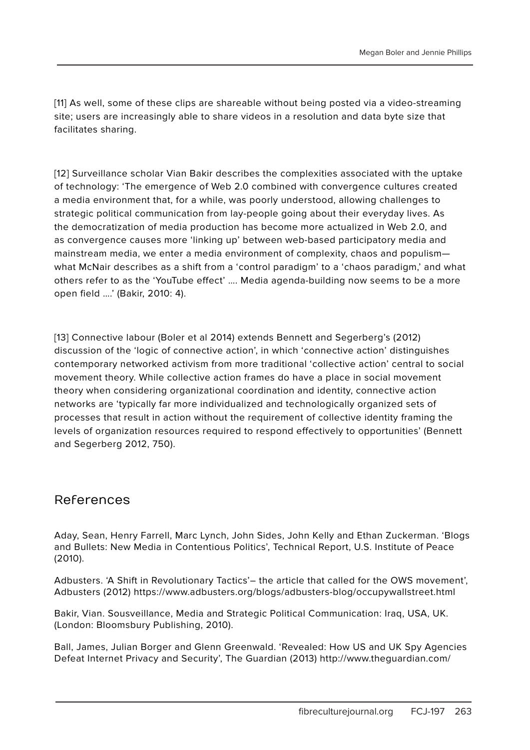[11] As well, some of these clips are shareable without being posted via a video-streaming site; users are increasingly able to share videos in a resolution and data byte size that facilitates sharing.

[12] Surveillance scholar Vian Bakir describes the complexities associated with the uptake of technology: 'The emergence of Web 2.0 combined with convergence cultures created a media environment that, for a while, was poorly understood, allowing challenges to strategic political communication from lay-people going about their everyday lives. As the democratization of media production has become more actualized in Web 2.0, and as convergence causes more 'linking up' between web-based participatory media and mainstream media, we enter a media environment of complexity, chaos and populism—what McNair describes as a shift from a 'control paradigm' to a 'chaos paradigm,' and what others refer to as the 'YouTube effect' .... Media agenda-building now seems to be a more open field ....' (Bakir, 2010: 4).

[13] Connective labour (Boler et al 2014) extends Bennett and Segerberg's (2012) discussion of the 'logic of connective action', in which 'connective action' distinguishes contemporary networked activism from more traditional 'collective action' central to social movement theory. While collective action frames do have a place in social movement theory when considering organizational coordination and identity, connective action networks are 'typically far more individualized and technologically organized sets of processes that result in action without the requirement of collective identity framing the levels of organization resources required to respond effectively to opportunities' (Bennett and Segerberg 2012, 750).

## References

Aday, Sean, Henry Farrell, Marc Lynch, John Sides, John Kelly and Ethan Zuckerman. 'Blogs and Bullets: New Media in Contentious Politics', Technical Report, U.S. Institute of Peace (2010).

Adbusters. 'A Shift in Revolutionary Tactics'– the article that called for the OWS movement', Adbusters (2012) https://www.adbusters.org/blogs/adbusters-blog/occupywallstreet.html

Bakir, Vian. Sousveillance, Media and Strategic Political Communication: Iraq, USA, UK. (London: Bloomsbury Publishing, 2010).

Ball, James, Julian Borger and Glenn Greenwald. 'Revealed: How US and UK Spy Agencies Defeat Internet Privacy and Security', The Guardian (2013) http://www.theguardian.com/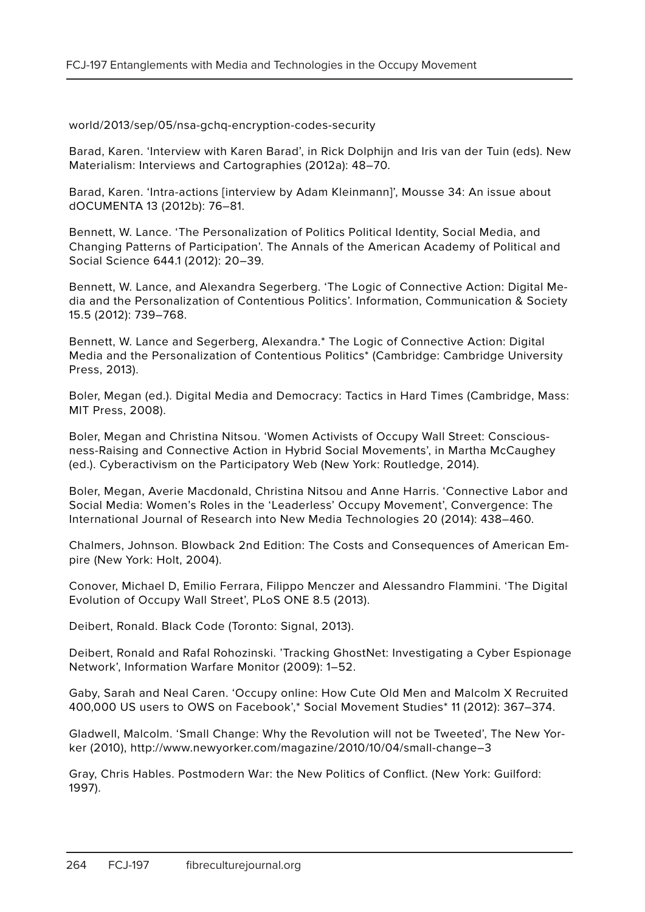world/2013/sep/05/nsa-gchq-encryption-codes-security

Barad, Karen. 'Interview with Karen Barad', in Rick Dolphijn and Iris van der Tuin (eds). New Materialism: Interviews and Cartographies (2012a): 48–70.

Barad, Karen. 'Intra-actions [interview by Adam Kleinmann]', Mousse 34: An issue about dOCUMENTA 13 (2012b): 76–81.

Bennett, W. Lance. 'The Personalization of Politics Political Identity, Social Media, and Changing Patterns of Participation'. The Annals of the American Academy of Political and Social Science 644.1 (2012): 20–39.

Bennett, W. Lance, and Alexandra Segerberg. 'The Logic of Connective Action: Digital Media and the Personalization of Contentious Politics'. Information, Communication & Society 15.5 (2012): 739–768.

Bennett, W. Lance and Segerberg, Alexandra.* The Logic of Connective Action: Digital Media and the Personalization of Contentious Politics* (Cambridge: Cambridge University Press, 2013).

Boler, Megan (ed.). Digital Media and Democracy: Tactics in Hard Times (Cambridge, Mass: MIT Press, 2008).

Boler, Megan and Christina Nitsou. 'Women Activists of Occupy Wall Street: Consciousness-Raising and Connective Action in Hybrid Social Movements', in Martha McCaughey (ed.). Cyberactivism on the Participatory Web (New York: Routledge, 2014).

Boler, Megan, Averie Macdonald, Christina Nitsou and Anne Harris. 'Connective Labor and Social Media: Women's Roles in the 'Leaderless' Occupy Movement', Convergence: The International Journal of Research into New Media Technologies 20 (2014): 438–460.

Chalmers, Johnson. Blowback 2nd Edition: The Costs and Consequences of American Empire (New York: Holt, 2004).

Conover, Michael D, Emilio Ferrara, Filippo Menczer and Alessandro Flammini. 'The Digital Evolution of Occupy Wall Street', PLoS ONE 8.5 (2013).

Deibert, Ronald. Black Code (Toronto: Signal, 2013).

Deibert, Ronald and Rafal Rohozinski. 'Tracking GhostNet: Investigating a Cyber Espionage Network', Information Warfare Monitor (2009): 1–52.

Gaby, Sarah and Neal Caren. 'Occupy online: How Cute Old Men and Malcolm X Recruited 400,000 US users to OWS on Facebook',* Social Movement Studies* 11 (2012): 367–374.

Gladwell, Malcolm. 'Small Change: Why the Revolution will not be Tweeted', The New Yorker (2010), http://www.newyorker.com/magazine/2010/10/04/small-change–3

Gray, Chris Hables. Postmodern War: the New Politics of Conflict. (New York: Guilford: 1997).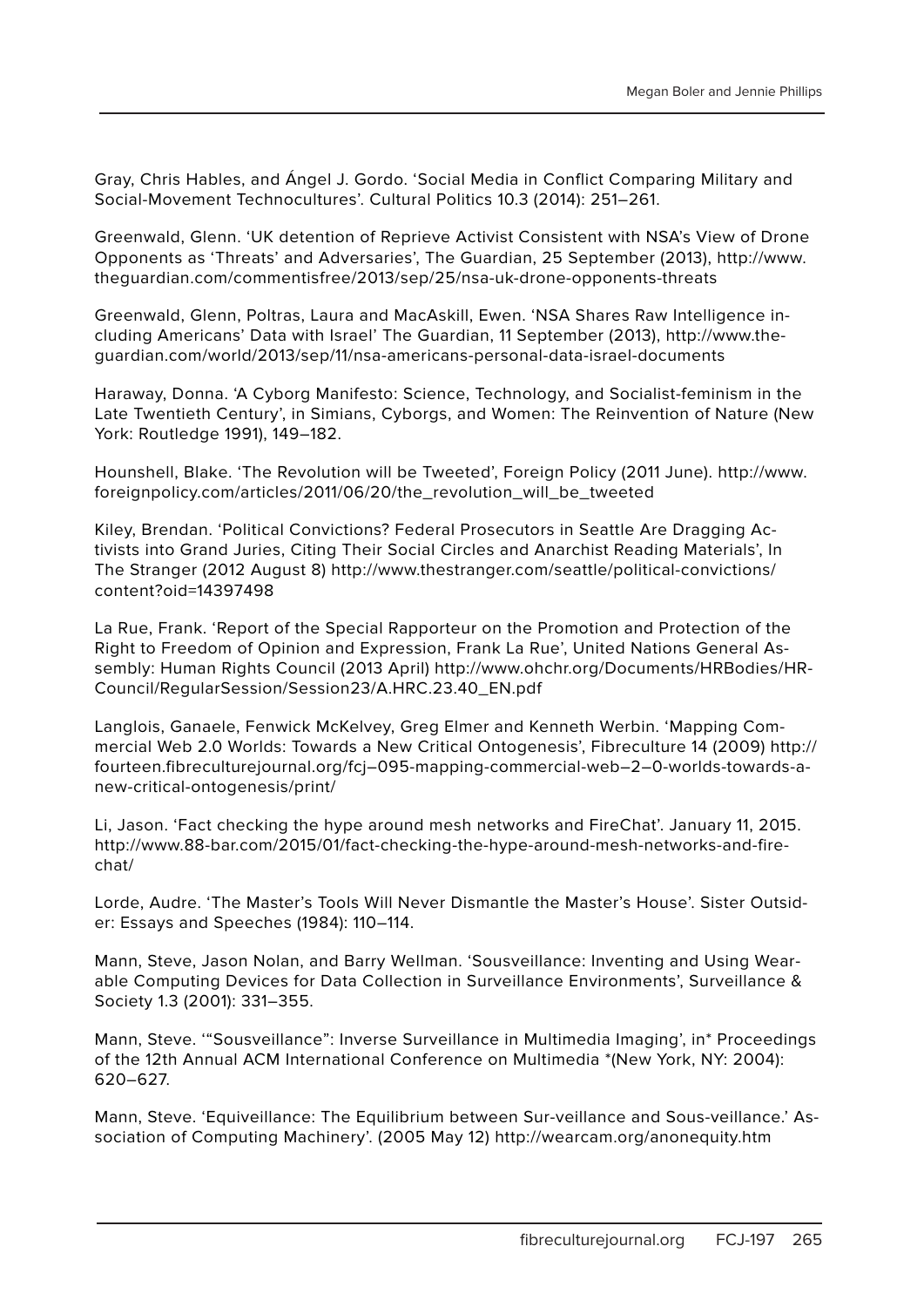Gray, Chris Hables, and Ángel J. Gordo. 'Social Media in Conflict Comparing Military and Social-Movement Technocultures'. Cultural Politics 10.3 (2014): 251–261.

Greenwald, Glenn. 'UK detention of Reprieve Activist Consistent with NSA's View of Drone Opponents as 'Threats' and Adversaries', The Guardian, 25 September (2013), http://www.theguardian.com/commentisfree/2013/sep/25/nsa-uk-drone-opponents-threats

Greenwald, Glenn, Poltras, Laura and MacAskill, Ewen. 'NSA Shares Raw Intelligence including Americans' Data with Israel' The Guardian, 11 September (2013), http://www.theguardian.com/world/2013/sep/11/nsa-americans-personal-data-israel-documents

Haraway, Donna. 'A Cyborg Manifesto: Science, Technology, and Socialist-feminism in the Late Twentieth Century', in Simians, Cyborgs, and Women: The Reinvention of Nature (New York: Routledge 1991), 149–182.

Hounshell, Blake. 'The Revolution will be Tweeted', Foreign Policy (2011 June). http://www.foreignpolicy.com/articles/2011/06/20/the_revolution_will_be_tweeted

Kiley, Brendan. 'Political Convictions? Federal Prosecutors in Seattle Are Dragging Activists into Grand Juries, Citing Their Social Circles and Anarchist Reading Materials', In The Stranger (2012 August 8) http://www.thestranger.com/seattle/political-convictions/content?oid=14397498

La Rue, Frank. 'Report of the Special Rapporteur on the Promotion and Protection of the Right to Freedom of Opinion and Expression, Frank La Rue', United Nations General Assembly: Human Rights Council (2013 April) http://www.ohchr.org/Documents/HRBodies/HRCouncil/RegularSession/Session23/A.HRC.23.40_EN.pdf

Langlois, Ganaele, Fenwick McKelvey, Greg Elmer and Kenneth Werbin. 'Mapping Commercial Web 2.0 Worlds: Towards a New Critical Ontogenesis', Fibreculture 14 (2009) http://fourteen.fibreculturejournal.org/fcj–095-mapping-commercial-web–2–0-worlds-towards-a-new-critical-ontogenesis/print/

Li, Jason. 'Fact checking the hype around mesh networks and FireChat'. January 11, 2015. http://www.88-bar.com/2015/01/fact-checking-the-hype-around-mesh-networks-and-firechat/

Lorde, Audre. 'The Master's Tools Will Never Dismantle the Master's House'. Sister Outsider: Essays and Speeches (1984): 110–114.

Mann, Steve, Jason Nolan, and Barry Wellman. 'Sousveillance: Inventing and Using Wearable Computing Devices for Data Collection in Surveillance Environments', Surveillance & Society 1.3 (2001): 331–355.

Mann, Steve. '"Sousveillance": Inverse Surveillance in Multimedia Imaging', in* Proceedings of the 12th Annual ACM International Conference on Multimedia *(New York, NY: 2004): 620–627.

Mann, Steve. 'Equiveillance: The Equilibrium between Sur-veillance and Sous-veillance.' Association of Computing Machinery'. (2005 May 12) http://wearcam.org/anonequity.htm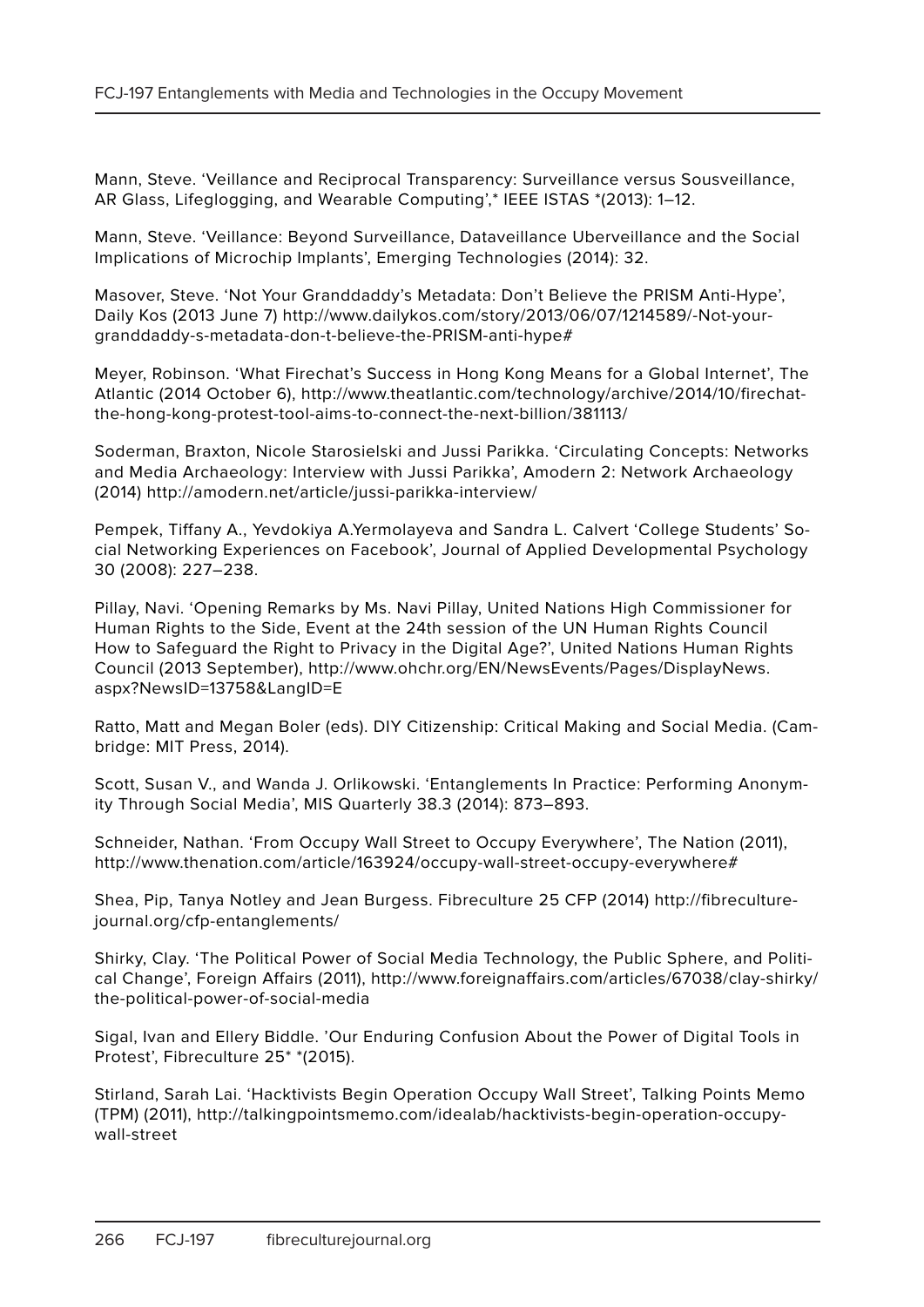Mann, Steve. 'Veillance and Reciprocal Transparency: Surveillance versus Sousveillance, AR Glass, Lifeglogging, and Wearable Computing',* IEEE ISTAS *(2013): 1–12.

Mann, Steve. 'Veillance: Beyond Surveillance, Dataveillance Uberveillance and the Social Implications of Microchip Implants', Emerging Technologies (2014): 32.

Masover, Steve. 'Not Your Granddaddy's Metadata: Don't Believe the PRISM Anti-Hype', Daily Kos (2013 June 7) http://www.dailykos.com/story/2013/06/07/1214589/-Not-your-granddaddy-s-metadata-don-t-believe-the-PRISM-anti-hype#

Meyer, Robinson. 'What Firechat's Success in Hong Kong Means for a Global Internet', The Atlantic (2014 October 6), http://www.theatlantic.com/technology/archive/2014/10/firechat-the-hong-kong-protest-tool-aims-to-connect-the-next-billion/381113/

Soderman, Braxton, Nicole Starosielski and Jussi Parikka. 'Circulating Concepts: Networks and Media Archaeology: Interview with Jussi Parikka', Amodern 2: Network Archaeology (2014) http://amodern.net/article/jussi-parikka-interview/

Pempek, Tiffany A., Yevdokiya A.Yermolayeva and Sandra L. Calvert 'College Students' Social Networking Experiences on Facebook', Journal of Applied Developmental Psychology 30 (2008): 227–238.

Pillay, Navi. 'Opening Remarks by Ms. Navi Pillay, United Nations High Commissioner for Human Rights to the Side, Event at the 24th session of the UN Human Rights Council How to Safeguard the Right to Privacy in the Digital Age?', United Nations Human Rights Council (2013 September), http://www.ohchr.org/EN/NewsEvents/Pages/DisplayNews.aspx?NewsID=13758&LangID=E

Ratto, Matt and Megan Boler (eds). DIY Citizenship: Critical Making and Social Media. (Cambridge: MIT Press, 2014).

Scott, Susan V., and Wanda J. Orlikowski. 'Entanglements In Practice: Performing Anonymity Through Social Media', MIS Quarterly 38.3 (2014): 873–893.

Schneider, Nathan. 'From Occupy Wall Street to Occupy Everywhere', The Nation (2011), http://www.thenation.com/article/163924/occupy-wall-street-occupy-everywhere#

Shea, Pip, Tanya Notley and Jean Burgess. Fibreculture 25 CFP (2014) http://fibreculturejournal.org/cfp-entanglements/

Shirky, Clay. 'The Political Power of Social Media Technology, the Public Sphere, and Political Change', Foreign Affairs (2011), http://www.foreignaffairs.com/articles/67038/clay-shirky/the-political-power-of-social-media

Sigal, Ivan and Ellery Biddle. 'Our Enduring Confusion About the Power of Digital Tools in Protest', Fibreculture 25* *(2015).

Stirland, Sarah Lai. 'Hacktivists Begin Operation Occupy Wall Street', Talking Points Memo (TPM) (2011), http://talkingpointsmemo.com/idealab/hacktivists-begin-operation-occupy-wall-street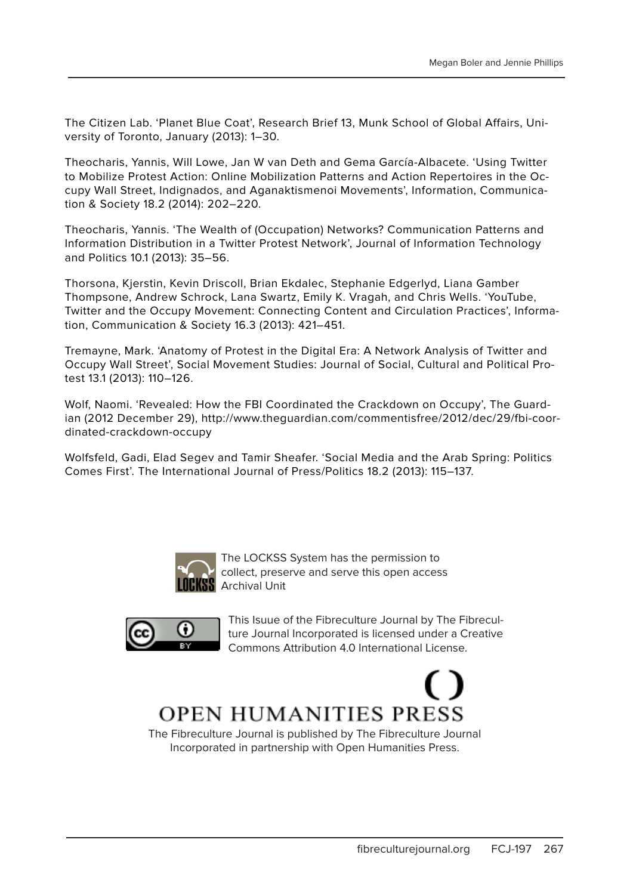The Citizen Lab. 'Planet Blue Coat', Research Brief 13, Munk School of Global Affairs, University of Toronto, January (2013): 1–30.

Theocharis, Yannis, Will Lowe, Jan W van Deth and Gema García-Albacete. 'Using Twitter to Mobilize Protest Action: Online Mobilization Patterns and Action Repertoires in the Occupy Wall Street, Indignados, and Aganaktismenoi Movements', Information, Communication & Society 18.2 (2014): 202–220.

Theocharis, Yannis. 'The Wealth of (Occupation) Networks? Communication Patterns and Information Distribution in a Twitter Protest Network', Journal of Information Technology and Politics 10.1 (2013): 35–56.

Thorsona, Kjerstin, Kevin Driscoll, Brian Ekdalec, Stephanie Edgerlyd, Liana Gamber Thompsone, Andrew Schrock, Lana Swartz, Emily K. Vragah, and Chris Wells. 'YouTube, Twitter and the Occupy Movement: Connecting Content and Circulation Practices', Information, Communication & Society 16.3 (2013): 421–451.

Tremayne, Mark. 'Anatomy of Protest in the Digital Era: A Network Analysis of Twitter and Occupy Wall Street', Social Movement Studies: Journal of Social, Cultural and Political Protest 13.1 (2013): 110–126.

Wolf, Naomi. 'Revealed: How the FBI Coordinated the Crackdown on Occupy', The Guardian (2012 December 29), http://www.theguardian.com/commentisfree/2012/dec/29/fbi-coordinated-crackdown-occupy

Wolfsfeld, Gadi, Elad Segev and Tamir Sheafer. 'Social Media and the Arab Spring: Politics Comes First'. The International Journal of Press/Politics 18.2 (2013): 115–137.

The LOCKSS System has the permission to collect, preserve and serve this open access Archival Unit

This Isuue of the Fibreculture Journal by The Fibreculture Journal Incorporated is licensed under a Creative Commons Attribution 4.0 International License.

OPEN HUMANITIES PRESS

The Fibreculture Journal is published by The Fibreculture Journal Incorporated in partnership with Open Humanities Press.